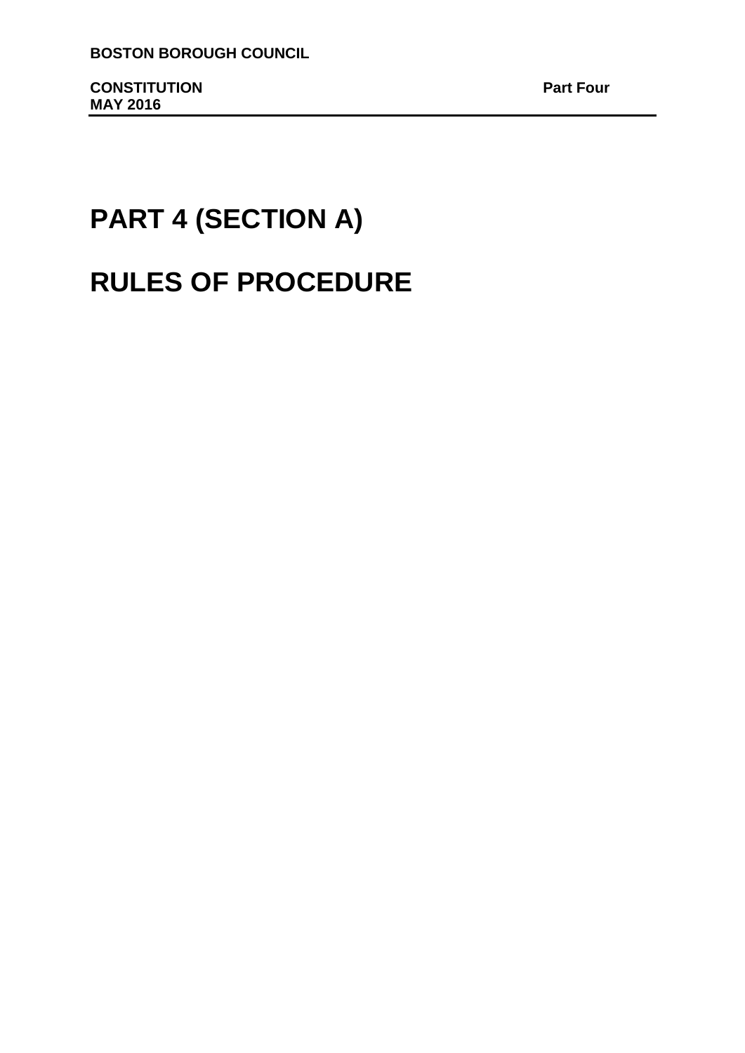# PART 4 (SECTION A)

# RULES OF PROCEDURE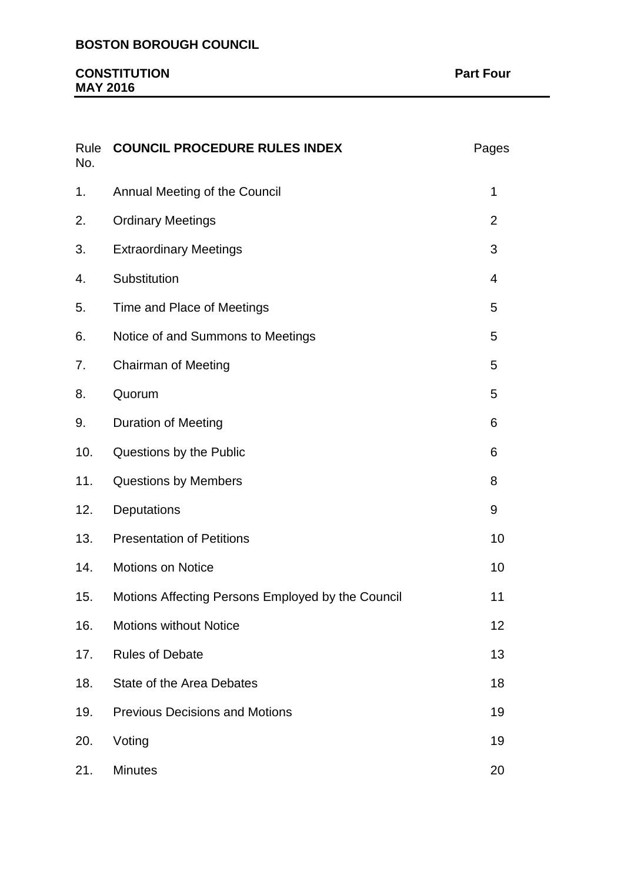**BOSTON BOROUGH COUNCIL**

**CONSTITUTION** **Part Four**
**MAY 2016**

| Rule No. | **COUNCIL PROCEDURE RULES INDEX** | Pages |
|---|---|---|
| 1. | Annual Meeting of the Council | 1 |
| 2. | Ordinary Meetings | 2 |
| 3. | Extraordinary Meetings | 3 |
| 4. | Substitution | 4 |
| 5. | Time and Place of Meetings | 5 |
| 6. | Notice of and Summons to Meetings | 5 |
| 7. | Chairman of Meeting | 5 |
| 8. | Quorum | 5 |
| 9. | Duration of Meeting | 6 |
| 10. | Questions by the Public | 6 |
| 11. | Questions by Members | 8 |
| 12. | Deputations | 9 |
| 13. | Presentation of Petitions | 10 |
| 14. | Motions on Notice | 10 |
| 15. | Motions Affecting Persons Employed by the Council | 11 |
| 16. | Motions without Notice | 12 |
| 17. | Rules of Debate | 13 |
| 18. | State of the Area Debates | 18 |
| 19. | Previous Decisions and Motions | 19 |
| 20. | Voting | 19 |
| 21. | Minutes | 20 |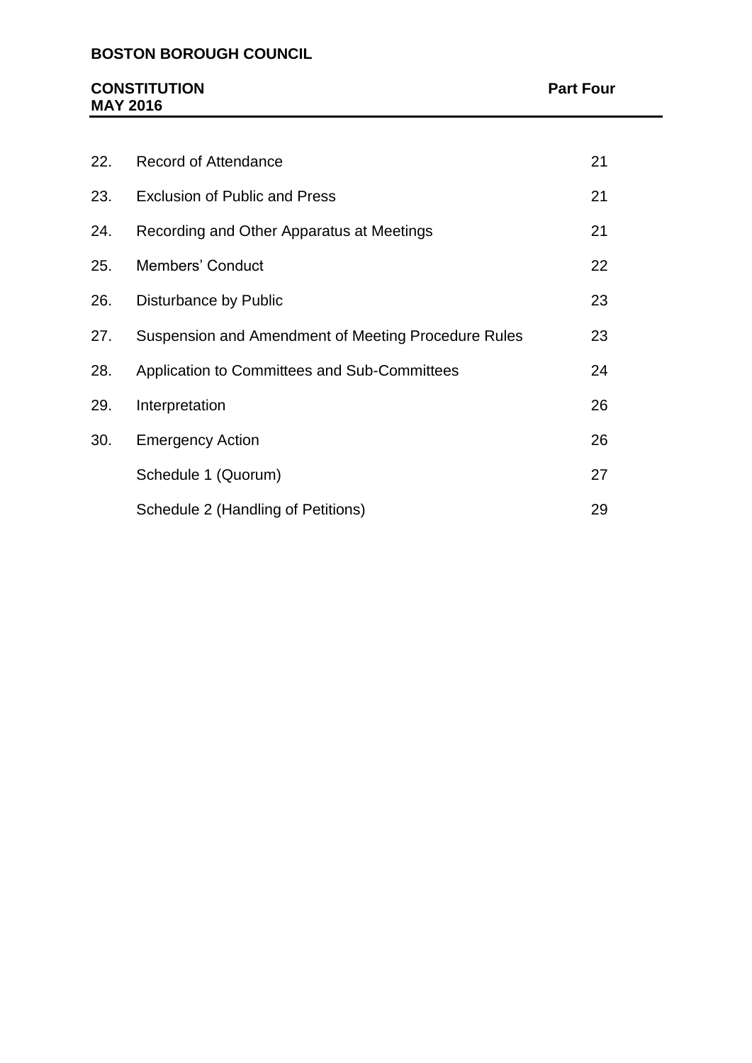| | | |
|---|---|---|
| 22. | Record of Attendance | 21 |
| 23. | Exclusion of Public and Press | 21 |
| 24. | Recording and Other Apparatus at Meetings | 21 |
| 25. | Members' Conduct | 22 |
| 26. | Disturbance by Public | 23 |
| 27. | Suspension and Amendment of Meeting Procedure Rules | 23 |
| 28. | Application to Committees and Sub-Committees | 24 |
| 29. | Interpretation | 26 |
| 30. | Emergency Action | 26 |
| | Schedule 1 (Quorum) | 27 |
| | Schedule 2 (Handling of Petitions) | 29 |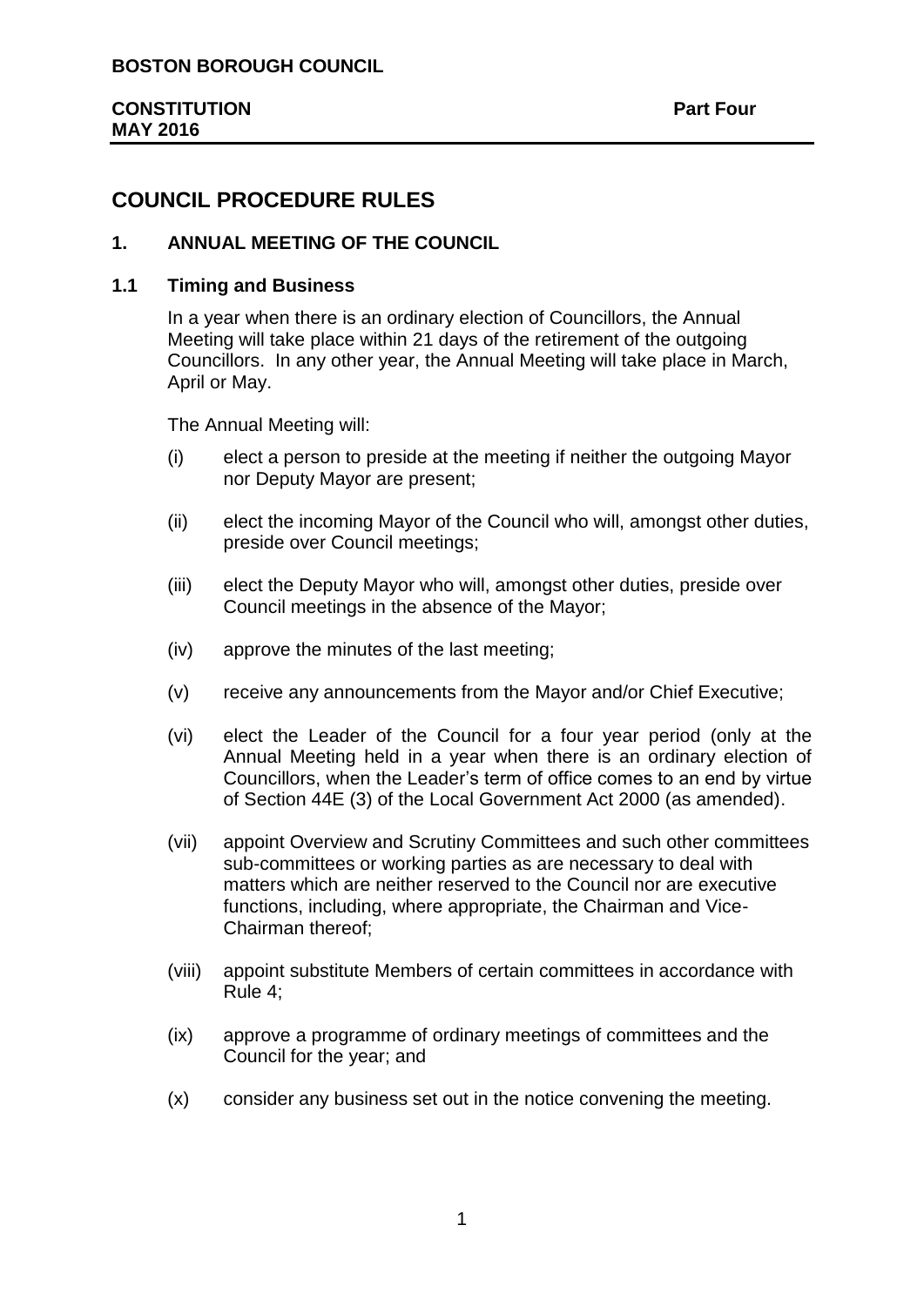# COUNCIL PROCEDURE RULES

## 1. ANNUAL MEETING OF THE COUNCIL

### 1.1 Timing and Business

In a year when there is an ordinary election of Councillors, the Annual Meeting will take place within 21 days of the retirement of the outgoing Councillors. In any other year, the Annual Meeting will take place in March, April or May.

The Annual Meeting will:

(i) elect a person to preside at the meeting if neither the outgoing Mayor nor Deputy Mayor are present;

(ii) elect the incoming Mayor of the Council who will, amongst other duties, preside over Council meetings;

(iii) elect the Deputy Mayor who will, amongst other duties, preside over Council meetings in the absence of the Mayor;

(iv) approve the minutes of the last meeting;

(v) receive any announcements from the Mayor and/or Chief Executive;

(vi) elect the Leader of the Council for a four year period (only at the Annual Meeting held in a year when there is an ordinary election of Councillors, when the Leader's term of office comes to an end by virtue of Section 44E (3) of the Local Government Act 2000 (as amended).

(vii) appoint Overview and Scrutiny Committees and such other committees sub-committees or working parties as are necessary to deal with matters which are neither reserved to the Council nor are executive functions, including, where appropriate, the Chairman and Vice-Chairman thereof;

(viii) appoint substitute Members of certain committees in accordance with Rule 4;

(ix) approve a programme of ordinary meetings of committees and the Council for the year; and

(x) consider any business set out in the notice convening the meeting.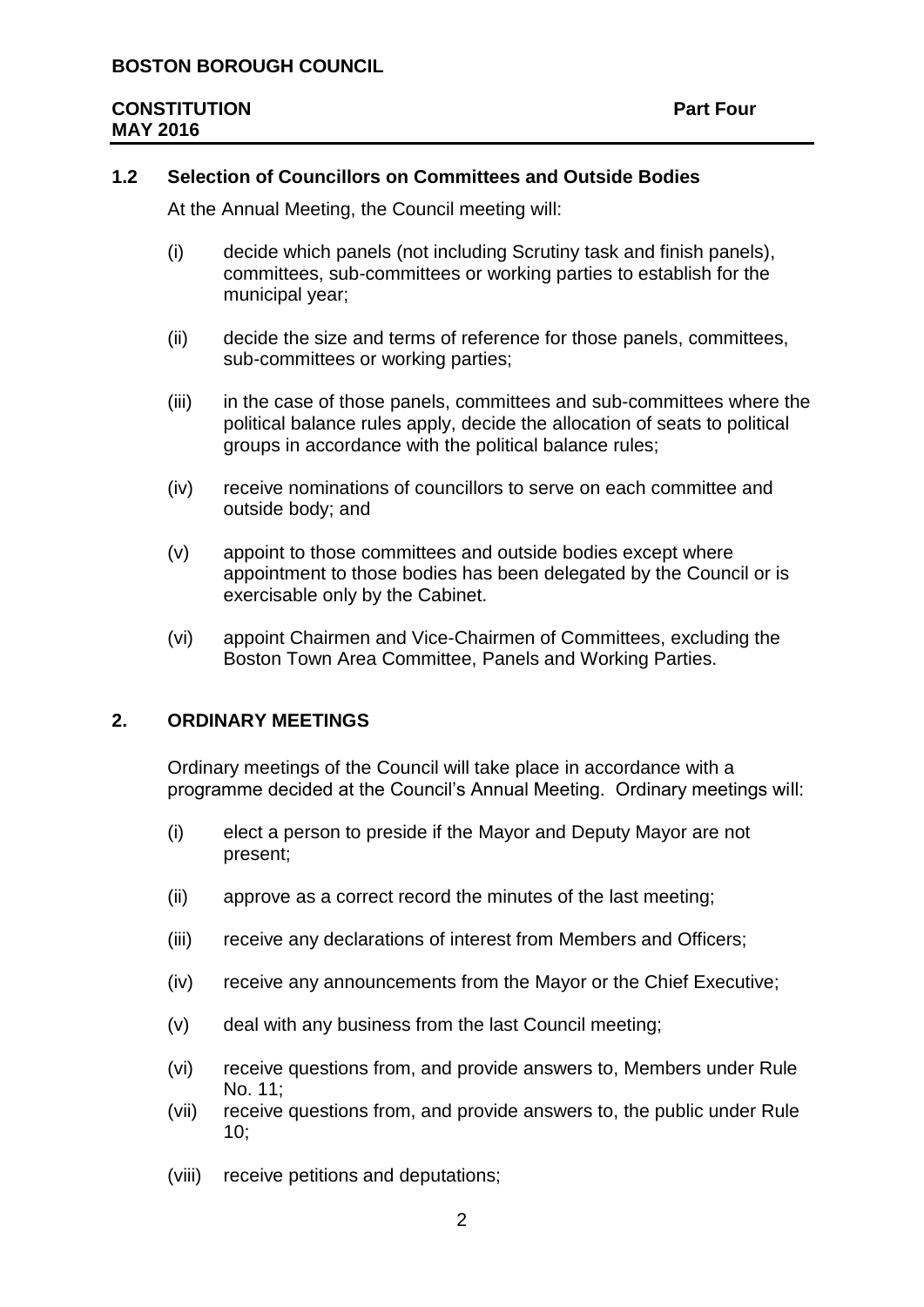### 1.2 Selection of Councillors on Committees and Outside Bodies

At the Annual Meeting, the Council meeting will:

(i) decide which panels (not including Scrutiny task and finish panels), committees, sub-committees or working parties to establish for the municipal year;

(ii) decide the size and terms of reference for those panels, committees, sub-committees or working parties;

(iii) in the case of those panels, committees and sub-committees where the political balance rules apply, decide the allocation of seats to political groups in accordance with the political balance rules;

(iv) receive nominations of councillors to serve on each committee and outside body; and

(v) appoint to those committees and outside bodies except where appointment to those bodies has been delegated by the Council or is exercisable only by the Cabinet.

(vi) appoint Chairmen and Vice-Chairmen of Committees, excluding the Boston Town Area Committee, Panels and Working Parties.

## 2. ORDINARY MEETINGS

Ordinary meetings of the Council will take place in accordance with a programme decided at the Council's Annual Meeting. Ordinary meetings will:

(i) elect a person to preside if the Mayor and Deputy Mayor are not present;

(ii) approve as a correct record the minutes of the last meeting;

(iii) receive any declarations of interest from Members and Officers;

(iv) receive any announcements from the Mayor or the Chief Executive;

(v) deal with any business from the last Council meeting;

(vi) receive questions from, and provide answers to, Members under Rule No. 11;

(vii) receive questions from, and provide answers to, the public under Rule 10;

(viii) receive petitions and deputations;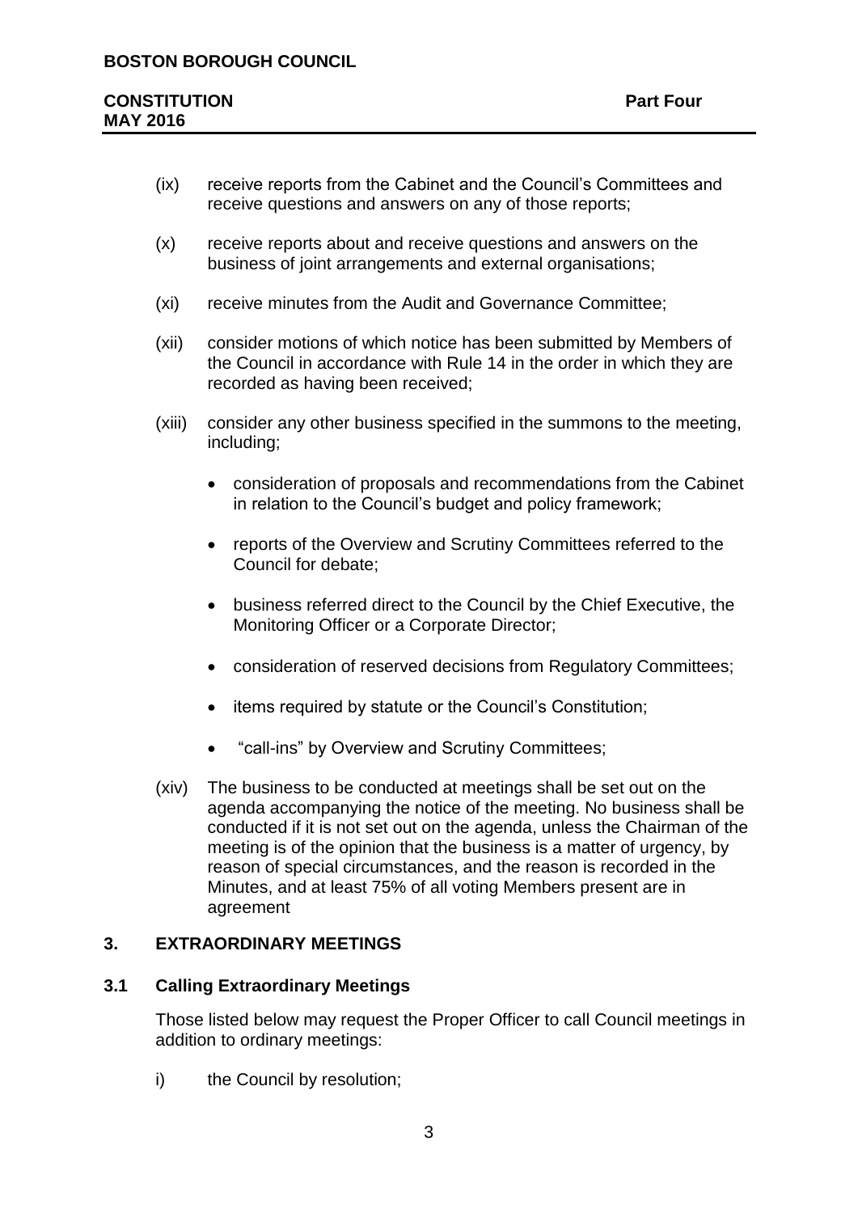(ix) receive reports from the Cabinet and the Council's Committees and receive questions and answers on any of those reports;

(x) receive reports about and receive questions and answers on the business of joint arrangements and external organisations;

(xi) receive minutes from the Audit and Governance Committee;

(xii) consider motions of which notice has been submitted by Members of the Council in accordance with Rule 14 in the order in which they are recorded as having been received;

(xiii) consider any other business specified in the summons to the meeting, including;

- consideration of proposals and recommendations from the Cabinet in relation to the Council's budget and policy framework;
- reports of the Overview and Scrutiny Committees referred to the Council for debate;
- business referred direct to the Council by the Chief Executive, the Monitoring Officer or a Corporate Director;
- consideration of reserved decisions from Regulatory Committees;
- items required by statute or the Council's Constitution;
- "call-ins" by Overview and Scrutiny Committees;

(xiv) The business to be conducted at meetings shall be set out on the agenda accompanying the notice of the meeting. No business shall be conducted if it is not set out on the agenda, unless the Chairman of the meeting is of the opinion that the business is a matter of urgency, by reason of special circumstances, and the reason is recorded in the Minutes, and at least 75% of all voting Members present are in agreement

## 3. EXTRAORDINARY MEETINGS

### 3.1 Calling Extraordinary Meetings

Those listed below may request the Proper Officer to call Council meetings in addition to ordinary meetings:

i) the Council by resolution;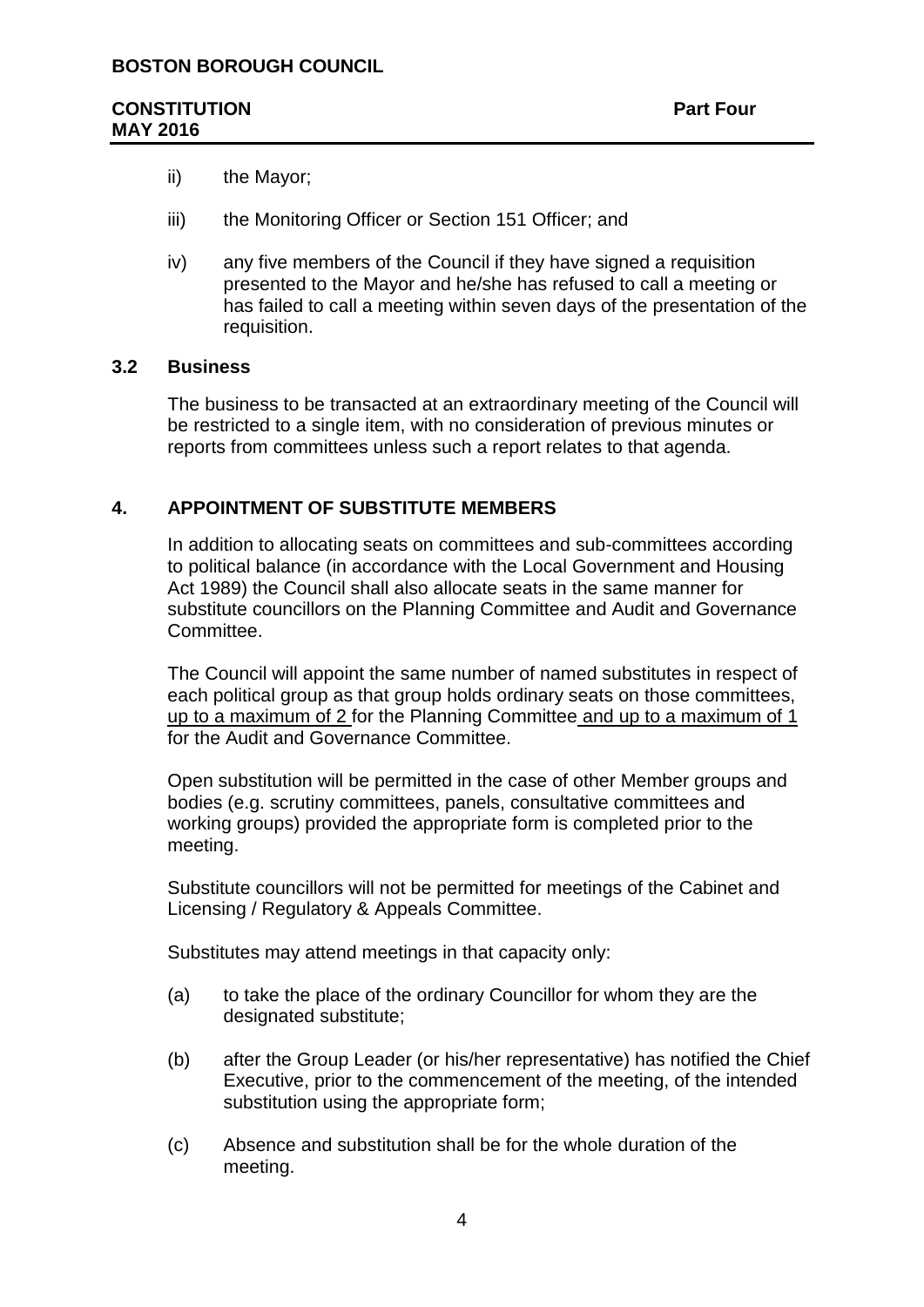ii) the Mayor;

iii) the Monitoring Officer or Section 151 Officer; and

iv) any five members of the Council if they have signed a requisition presented to the Mayor and he/she has refused to call a meeting or has failed to call a meeting within seven days of the presentation of the requisition.

### 3.2 Business

The business to be transacted at an extraordinary meeting of the Council will be restricted to a single item, with no consideration of previous minutes or reports from committees unless such a report relates to that agenda.

## 4. APPOINTMENT OF SUBSTITUTE MEMBERS

In addition to allocating seats on committees and sub-committees according to political balance (in accordance with the Local Government and Housing Act 1989) the Council shall also allocate seats in the same manner for substitute councillors on the Planning Committee and Audit and Governance Committee.

The Council will appoint the same number of named substitutes in respect of each political group as that group holds ordinary seats on those committees, <u>up to a maximum of 2</u> for the Planning Committee <u>and up to a maximum of 1</u> for the Audit and Governance Committee.

Open substitution will be permitted in the case of other Member groups and bodies (e.g. scrutiny committees, panels, consultative committees and working groups) provided the appropriate form is completed prior to the meeting.

Substitute councillors will not be permitted for meetings of the Cabinet and Licensing / Regulatory & Appeals Committee.

Substitutes may attend meetings in that capacity only:

(a) to take the place of the ordinary Councillor for whom they are the designated substitute;

(b) after the Group Leader (or his/her representative) has notified the Chief Executive, prior to the commencement of the meeting, of the intended substitution using the appropriate form;

(c) Absence and substitution shall be for the whole duration of the meeting.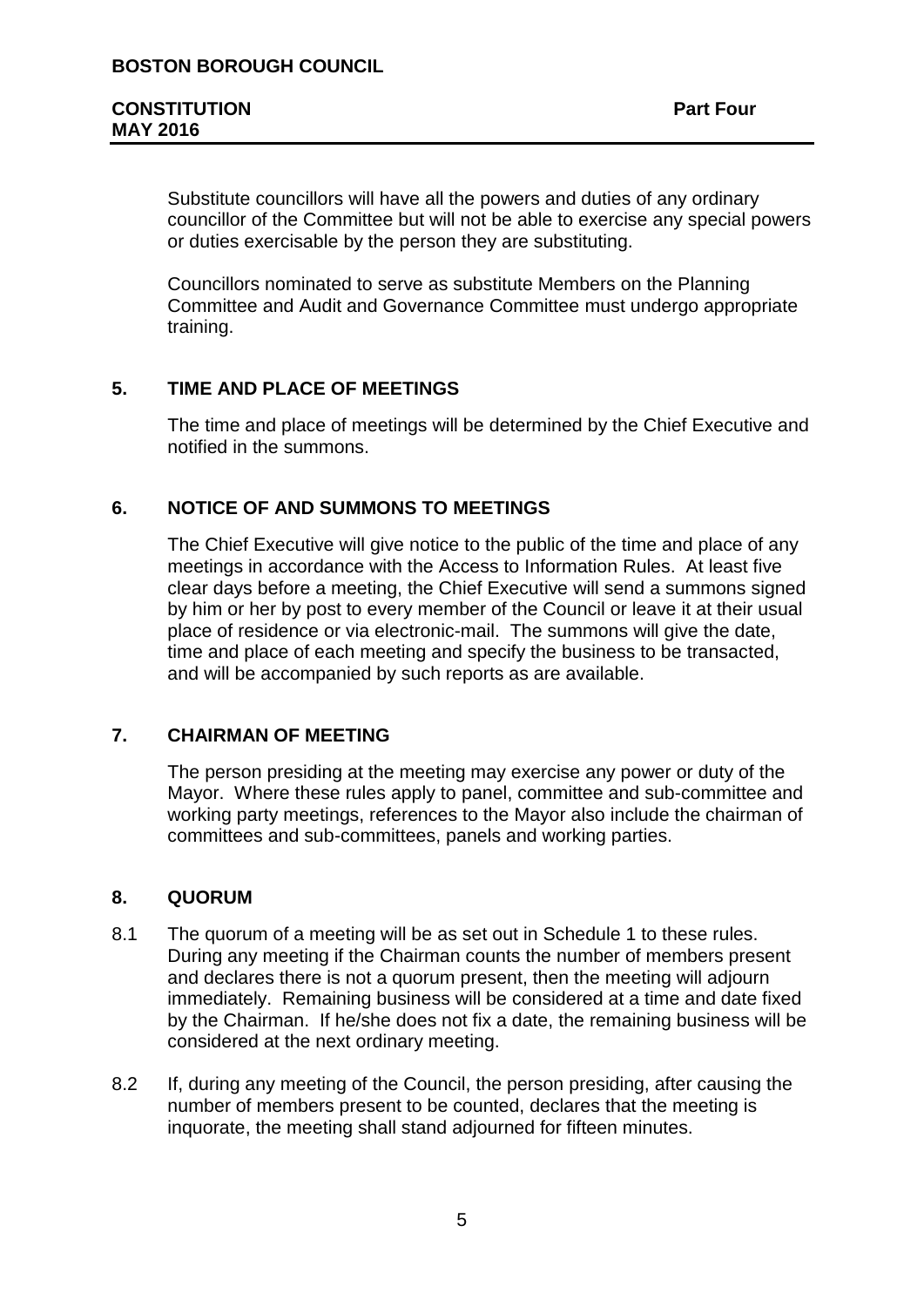Substitute councillors will have all the powers and duties of any ordinary councillor of the Committee but will not be able to exercise any special powers or duties exercisable by the person they are substituting.

Councillors nominated to serve as substitute Members on the Planning Committee and Audit and Governance Committee must undergo appropriate training.

## 5. TIME AND PLACE OF MEETINGS

The time and place of meetings will be determined by the Chief Executive and notified in the summons.

## 6. NOTICE OF AND SUMMONS TO MEETINGS

The Chief Executive will give notice to the public of the time and place of any meetings in accordance with the Access to Information Rules. At least five clear days before a meeting, the Chief Executive will send a summons signed by him or her by post to every member of the Council or leave it at their usual place of residence or via electronic-mail. The summons will give the date, time and place of each meeting and specify the business to be transacted, and will be accompanied by such reports as are available.

## 7. CHAIRMAN OF MEETING

The person presiding at the meeting may exercise any power or duty of the Mayor. Where these rules apply to panel, committee and sub-committee and working party meetings, references to the Mayor also include the chairman of committees and sub-committees, panels and working parties.

## 8. QUORUM

8.1 The quorum of a meeting will be as set out in Schedule 1 to these rules. During any meeting if the Chairman counts the number of members present and declares there is not a quorum present, then the meeting will adjourn immediately. Remaining business will be considered at a time and date fixed by the Chairman. If he/she does not fix a date, the remaining business will be considered at the next ordinary meeting.

8.2 If, during any meeting of the Council, the person presiding, after causing the number of members present to be counted, declares that the meeting is inquorate, the meeting shall stand adjourned for fifteen minutes.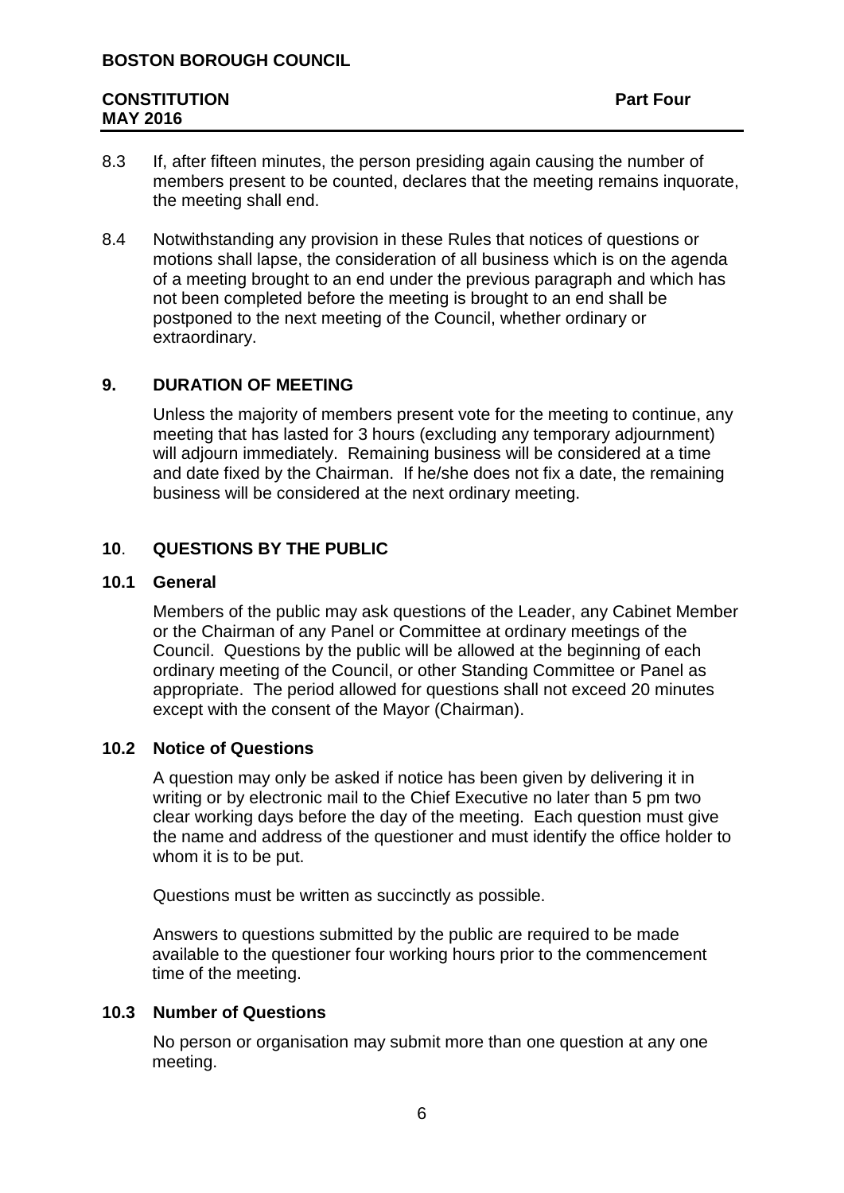8.3 If, after fifteen minutes, the person presiding again causing the number of members present to be counted, declares that the meeting remains inquorate, the meeting shall end.

8.4 Notwithstanding any provision in these Rules that notices of questions or motions shall lapse, the consideration of all business which is on the agenda of a meeting brought to an end under the previous paragraph and which has not been completed before the meeting is brought to an end shall be postponed to the next meeting of the Council, whether ordinary or extraordinary.

## 9. DURATION OF MEETING

Unless the majority of members present vote for the meeting to continue, any meeting that has lasted for 3 hours (excluding any temporary adjournment) will adjourn immediately. Remaining business will be considered at a time and date fixed by the Chairman. If he/she does not fix a date, the remaining business will be considered at the next ordinary meeting.

## 10. QUESTIONS BY THE PUBLIC

### 10.1 General

Members of the public may ask questions of the Leader, any Cabinet Member or the Chairman of any Panel or Committee at ordinary meetings of the Council. Questions by the public will be allowed at the beginning of each ordinary meeting of the Council, or other Standing Committee or Panel as appropriate. The period allowed for questions shall not exceed 20 minutes except with the consent of the Mayor (Chairman).

### 10.2 Notice of Questions

A question may only be asked if notice has been given by delivering it in writing or by electronic mail to the Chief Executive no later than 5 pm two clear working days before the day of the meeting. Each question must give the name and address of the questioner and must identify the office holder to whom it is to be put.

Questions must be written as succinctly as possible.

Answers to questions submitted by the public are required to be made available to the questioner four working hours prior to the commencement time of the meeting.

### 10.3 Number of Questions

No person or organisation may submit more than one question at any one meeting.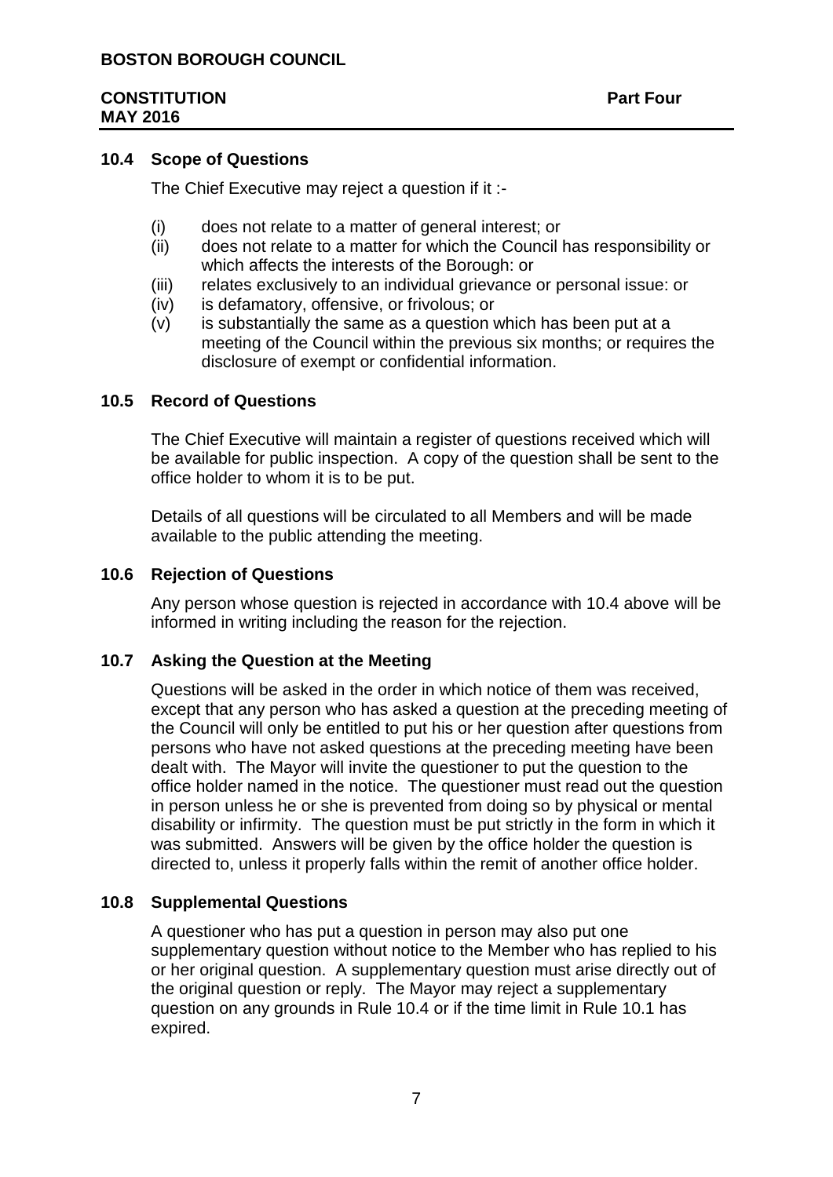### 10.4 Scope of Questions

The Chief Executive may reject a question if it :-

(i) does not relate to a matter of general interest; or
(ii) does not relate to a matter for which the Council has responsibility or which affects the interests of the Borough: or
(iii) relates exclusively to an individual grievance or personal issue: or
(iv) is defamatory, offensive, or frivolous; or
(v) is substantially the same as a question which has been put at a meeting of the Council within the previous six months; or requires the disclosure of exempt or confidential information.

### 10.5 Record of Questions

The Chief Executive will maintain a register of questions received which will be available for public inspection. A copy of the question shall be sent to the office holder to whom it is to be put.

Details of all questions will be circulated to all Members and will be made available to the public attending the meeting.

### 10.6 Rejection of Questions

Any person whose question is rejected in accordance with 10.4 above will be informed in writing including the reason for the rejection.

### 10.7 Asking the Question at the Meeting

Questions will be asked in the order in which notice of them was received, except that any person who has asked a question at the preceding meeting of the Council will only be entitled to put his or her question after questions from persons who have not asked questions at the preceding meeting have been dealt with. The Mayor will invite the questioner to put the question to the office holder named in the notice. The questioner must read out the question in person unless he or she is prevented from doing so by physical or mental disability or infirmity. The question must be put strictly in the form in which it was submitted. Answers will be given by the office holder the question is directed to, unless it properly falls within the remit of another office holder.

### 10.8 Supplemental Questions

A questioner who has put a question in person may also put one supplementary question without notice to the Member who has replied to his or her original question. A supplementary question must arise directly out of the original question or reply. The Mayor may reject a supplementary question on any grounds in Rule 10.4 or if the time limit in Rule 10.1 has expired.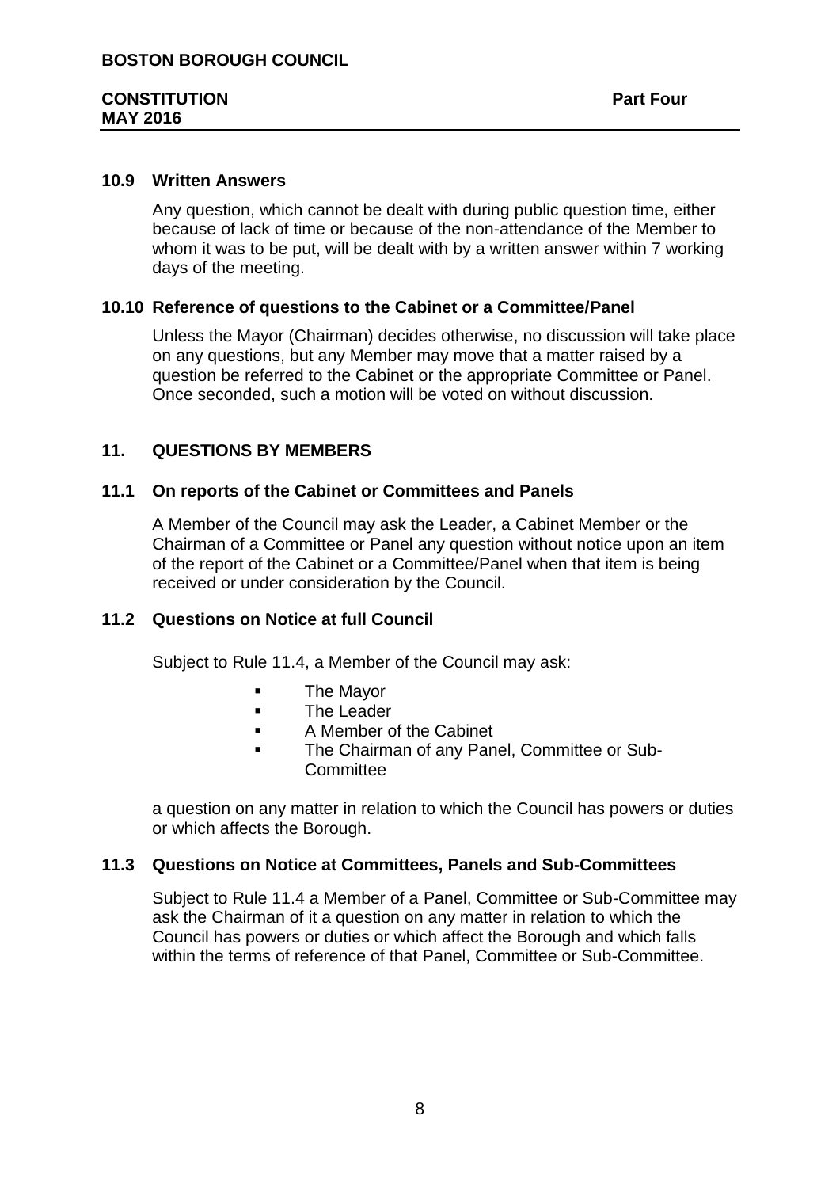### 10.9 Written Answers

Any question, which cannot be dealt with during public question time, either because of lack of time or because of the non-attendance of the Member to whom it was to be put, will be dealt with by a written answer within 7 working days of the meeting.

### 10.10 Reference of questions to the Cabinet or a Committee/Panel

Unless the Mayor (Chairman) decides otherwise, no discussion will take place on any questions, but any Member may move that a matter raised by a question be referred to the Cabinet or the appropriate Committee or Panel. Once seconded, such a motion will be voted on without discussion.

## 11. QUESTIONS BY MEMBERS

### 11.1 On reports of the Cabinet or Committees and Panels

A Member of the Council may ask the Leader, a Cabinet Member or the Chairman of a Committee or Panel any question without notice upon an item of the report of the Cabinet or a Committee/Panel when that item is being received or under consideration by the Council.

### 11.2 Questions on Notice at full Council

Subject to Rule 11.4, a Member of the Council may ask:

- The Mayor
- The Leader
- A Member of the Cabinet
- The Chairman of any Panel, Committee or Sub-Committee

a question on any matter in relation to which the Council has powers or duties or which affects the Borough.

### 11.3 Questions on Notice at Committees, Panels and Sub-Committees

Subject to Rule 11.4 a Member of a Panel, Committee or Sub-Committee may ask the Chairman of it a question on any matter in relation to which the Council has powers or duties or which affect the Borough and which falls within the terms of reference of that Panel, Committee or Sub-Committee.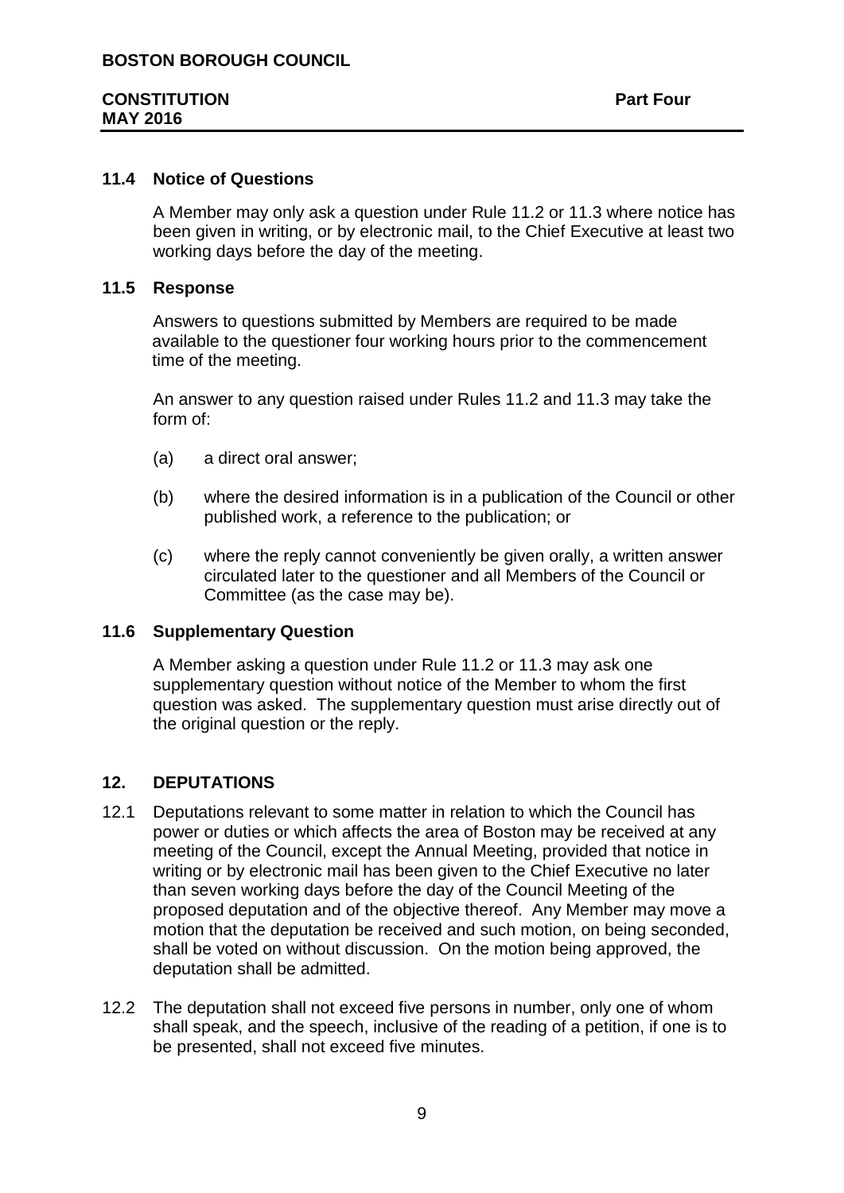### 11.4 Notice of Questions

A Member may only ask a question under Rule 11.2 or 11.3 where notice has been given in writing, or by electronic mail, to the Chief Executive at least two working days before the day of the meeting.

### 11.5 Response

Answers to questions submitted by Members are required to be made available to the questioner four working hours prior to the commencement time of the meeting.

An answer to any question raised under Rules 11.2 and 11.3 may take the form of:

(a) a direct oral answer;

(b) where the desired information is in a publication of the Council or other published work, a reference to the publication; or

(c) where the reply cannot conveniently be given orally, a written answer circulated later to the questioner and all Members of the Council or Committee (as the case may be).

### 11.6 Supplementary Question

A Member asking a question under Rule 11.2 or 11.3 may ask one supplementary question without notice of the Member to whom the first question was asked. The supplementary question must arise directly out of the original question or the reply.

## 12. DEPUTATIONS

12.1 Deputations relevant to some matter in relation to which the Council has power or duties or which affects the area of Boston may be received at any meeting of the Council, except the Annual Meeting, provided that notice in writing or by electronic mail has been given to the Chief Executive no later than seven working days before the day of the Council Meeting of the proposed deputation and of the objective thereof. Any Member may move a motion that the deputation be received and such motion, on being seconded, shall be voted on without discussion. On the motion being approved, the deputation shall be admitted.

12.2 The deputation shall not exceed five persons in number, only one of whom shall speak, and the speech, inclusive of the reading of a petition, if one is to be presented, shall not exceed five minutes.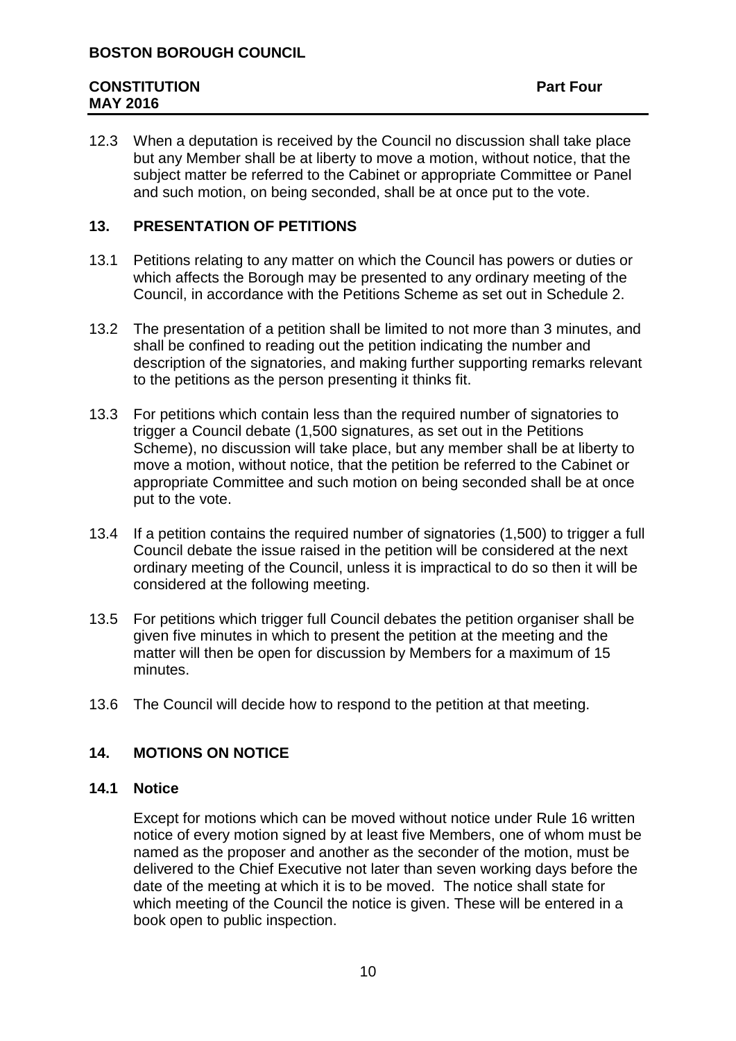12.3 When a deputation is received by the Council no discussion shall take place but any Member shall be at liberty to move a motion, without notice, that the subject matter be referred to the Cabinet or appropriate Committee or Panel and such motion, on being seconded, shall be at once put to the vote.

## 13. PRESENTATION OF PETITIONS

13.1 Petitions relating to any matter on which the Council has powers or duties or which affects the Borough may be presented to any ordinary meeting of the Council, in accordance with the Petitions Scheme as set out in Schedule 2.

13.2 The presentation of a petition shall be limited to not more than 3 minutes, and shall be confined to reading out the petition indicating the number and description of the signatories, and making further supporting remarks relevant to the petitions as the person presenting it thinks fit.

13.3 For petitions which contain less than the required number of signatories to trigger a Council debate (1,500 signatures, as set out in the Petitions Scheme), no discussion will take place, but any member shall be at liberty to move a motion, without notice, that the petition be referred to the Cabinet or appropriate Committee and such motion on being seconded shall be at once put to the vote.

13.4 If a petition contains the required number of signatories (1,500) to trigger a full Council debate the issue raised in the petition will be considered at the next ordinary meeting of the Council, unless it is impractical to do so then it will be considered at the following meeting.

13.5 For petitions which trigger full Council debates the petition organiser shall be given five minutes in which to present the petition at the meeting and the matter will then be open for discussion by Members for a maximum of 15 minutes.

13.6 The Council will decide how to respond to the petition at that meeting.

## 14. MOTIONS ON NOTICE

### 14.1 Notice

Except for motions which can be moved without notice under Rule 16 written notice of every motion signed by at least five Members, one of whom must be named as the proposer and another as the seconder of the motion, must be delivered to the Chief Executive not later than seven working days before the date of the meeting at which it is to be moved. The notice shall state for which meeting of the Council the notice is given. These will be entered in a book open to public inspection.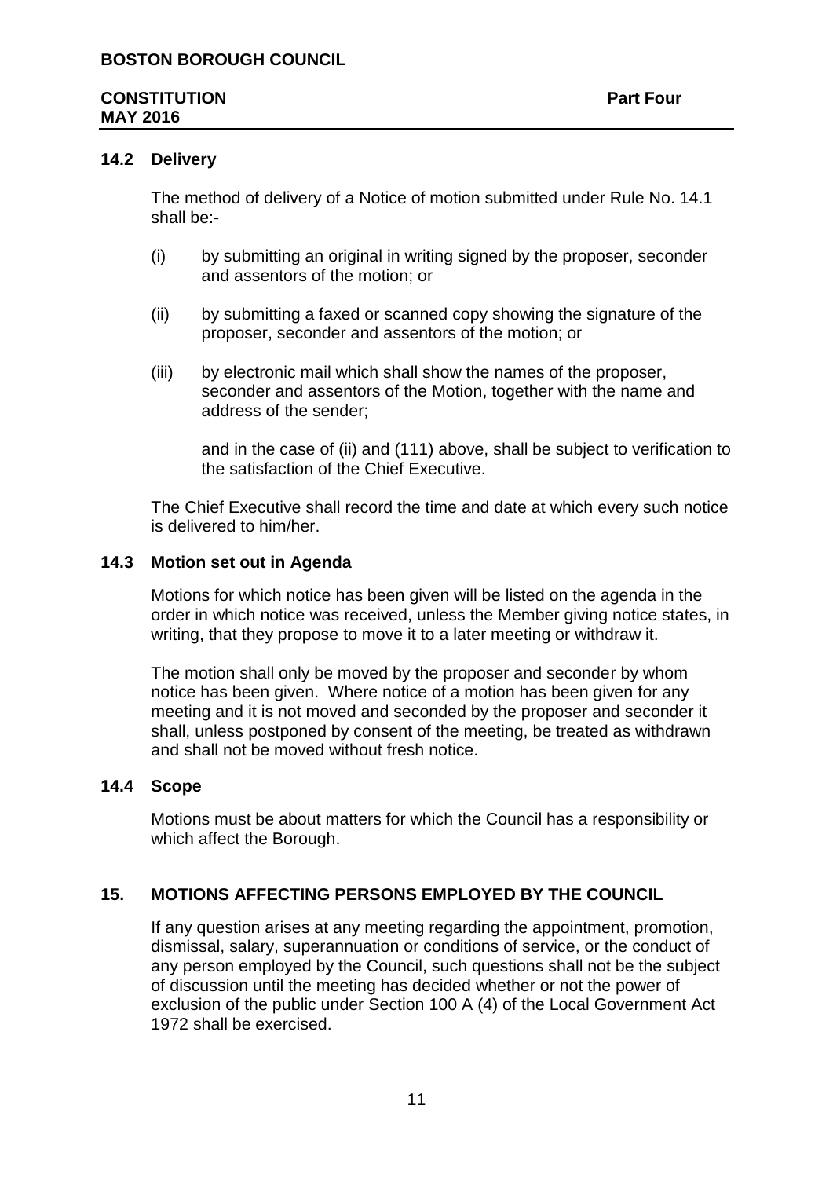### 14.2 Delivery

The method of delivery of a Notice of motion submitted under Rule No. 14.1 shall be:-

(i) by submitting an original in writing signed by the proposer, seconder and assentors of the motion; or

(ii) by submitting a faxed or scanned copy showing the signature of the proposer, seconder and assentors of the motion; or

(iii) by electronic mail which shall show the names of the proposer, seconder and assentors of the Motion, together with the name and address of the sender;

and in the case of (ii) and (111) above, shall be subject to verification to the satisfaction of the Chief Executive.

The Chief Executive shall record the time and date at which every such notice is delivered to him/her.

### 14.3 Motion set out in Agenda

Motions for which notice has been given will be listed on the agenda in the order in which notice was received, unless the Member giving notice states, in writing, that they propose to move it to a later meeting or withdraw it.

The motion shall only be moved by the proposer and seconder by whom notice has been given. Where notice of a motion has been given for any meeting and it is not moved and seconded by the proposer and seconder it shall, unless postponed by consent of the meeting, be treated as withdrawn and shall not be moved without fresh notice.

### 14.4 Scope

Motions must be about matters for which the Council has a responsibility or which affect the Borough.

## 15. MOTIONS AFFECTING PERSONS EMPLOYED BY THE COUNCIL

If any question arises at any meeting regarding the appointment, promotion, dismissal, salary, superannuation or conditions of service, or the conduct of any person employed by the Council, such questions shall not be the subject of discussion until the meeting has decided whether or not the power of exclusion of the public under Section 100 A (4) of the Local Government Act 1972 shall be exercised.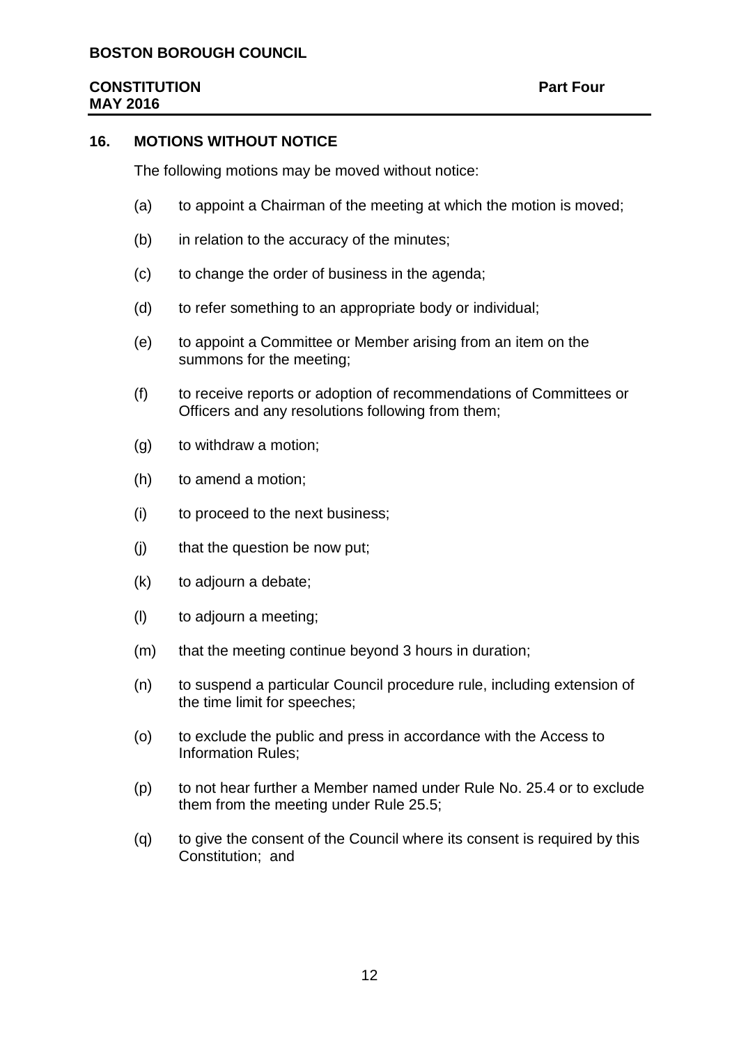## 16. MOTIONS WITHOUT NOTICE

The following motions may be moved without notice:

(a) to appoint a Chairman of the meeting at which the motion is moved;

(b) in relation to the accuracy of the minutes;

(c) to change the order of business in the agenda;

(d) to refer something to an appropriate body or individual;

(e) to appoint a Committee or Member arising from an item on the summons for the meeting;

(f) to receive reports or adoption of recommendations of Committees or Officers and any resolutions following from them;

(g) to withdraw a motion;

(h) to amend a motion;

(i) to proceed to the next business;

(j) that the question be now put;

(k) to adjourn a debate;

(l) to adjourn a meeting;

(m) that the meeting continue beyond 3 hours in duration;

(n) to suspend a particular Council procedure rule, including extension of the time limit for speeches;

(o) to exclude the public and press in accordance with the Access to Information Rules;

(p) to not hear further a Member named under Rule No. 25.4 or to exclude them from the meeting under Rule 25.5;

(q) to give the consent of the Council where its consent is required by this Constitution; and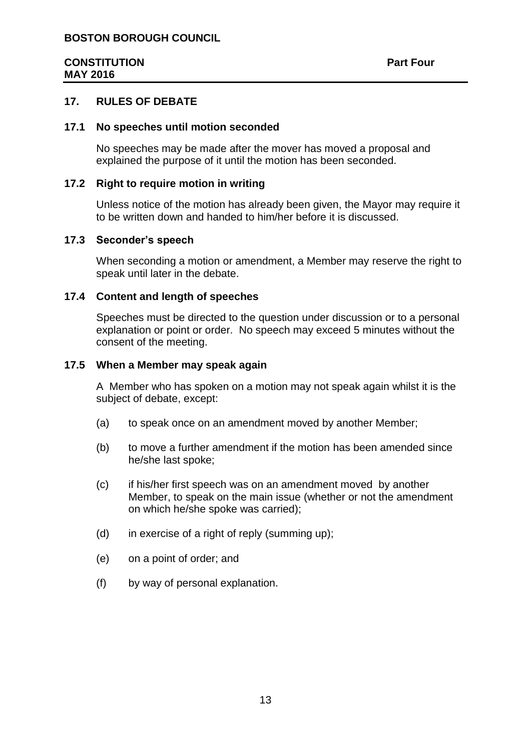## 17. RULES OF DEBATE

### 17.1 No speeches until motion seconded

No speeches may be made after the mover has moved a proposal and explained the purpose of it until the motion has been seconded.

### 17.2 Right to require motion in writing

Unless notice of the motion has already been given, the Mayor may require it to be written down and handed to him/her before it is discussed.

### 17.3 Seconder's speech

When seconding a motion or amendment, a Member may reserve the right to speak until later in the debate.

### 17.4 Content and length of speeches

Speeches must be directed to the question under discussion or to a personal explanation or point or order. No speech may exceed 5 minutes without the consent of the meeting.

### 17.5 When a Member may speak again

A Member who has spoken on a motion may not speak again whilst it is the subject of debate, except:

(a) to speak once on an amendment moved by another Member;

(b) to move a further amendment if the motion has been amended since he/she last spoke;

(c) if his/her first speech was on an amendment moved by another Member, to speak on the main issue (whether or not the amendment on which he/she spoke was carried);

(d) in exercise of a right of reply (summing up);

(e) on a point of order; and

(f) by way of personal explanation.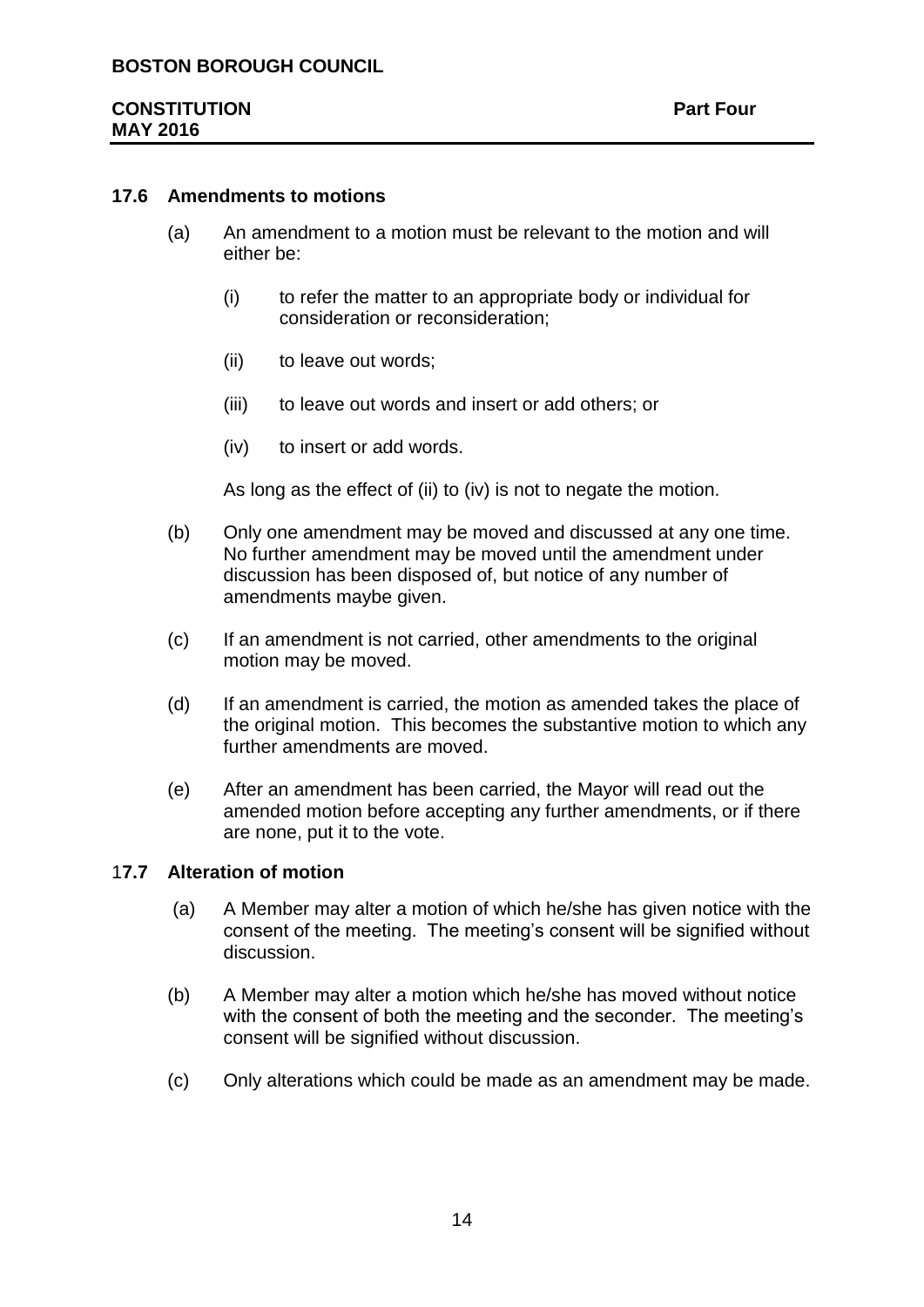### 17.6 Amendments to motions

(a) An amendment to a motion must be relevant to the motion and will either be:

(i) to refer the matter to an appropriate body or individual for consideration or reconsideration;

(ii) to leave out words;

(iii) to leave out words and insert or add others; or

(iv) to insert or add words.

As long as the effect of (ii) to (iv) is not to negate the motion.

(b) Only one amendment may be moved and discussed at any one time. No further amendment may be moved until the amendment under discussion has been disposed of, but notice of any number of amendments maybe given.

(c) If an amendment is not carried, other amendments to the original motion may be moved.

(d) If an amendment is carried, the motion as amended takes the place of the original motion. This becomes the substantive motion to which any further amendments are moved.

(e) After an amendment has been carried, the Mayor will read out the amended motion before accepting any further amendments, or if there are none, put it to the vote.

### 17.7 Alteration of motion

(a) A Member may alter a motion of which he/she has given notice with the consent of the meeting. The meeting's consent will be signified without discussion.

(b) A Member may alter a motion which he/she has moved without notice with the consent of both the meeting and the seconder. The meeting's consent will be signified without discussion.

(c) Only alterations which could be made as an amendment may be made.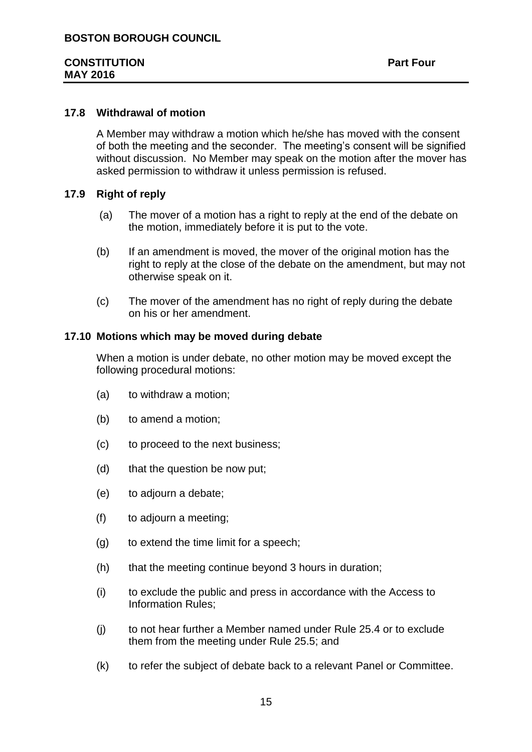### 17.8 Withdrawal of motion

A Member may withdraw a motion which he/she has moved with the consent of both the meeting and the seconder. The meeting's consent will be signified without discussion. No Member may speak on the motion after the mover has asked permission to withdraw it unless permission is refused.

### 17.9 Right of reply

(a) The mover of a motion has a right to reply at the end of the debate on the motion, immediately before it is put to the vote.

(b) If an amendment is moved, the mover of the original motion has the right to reply at the close of the debate on the amendment, but may not otherwise speak on it.

(c) The mover of the amendment has no right of reply during the debate on his or her amendment.

### 17.10 Motions which may be moved during debate

When a motion is under debate, no other motion may be moved except the following procedural motions:

(a) to withdraw a motion;

(b) to amend a motion;

(c) to proceed to the next business;

(d) that the question be now put;

(e) to adjourn a debate;

(f) to adjourn a meeting;

(g) to extend the time limit for a speech;

(h) that the meeting continue beyond 3 hours in duration;

(i) to exclude the public and press in accordance with the Access to Information Rules;

(j) to not hear further a Member named under Rule 25.4 or to exclude them from the meeting under Rule 25.5; and

(k) to refer the subject of debate back to a relevant Panel or Committee.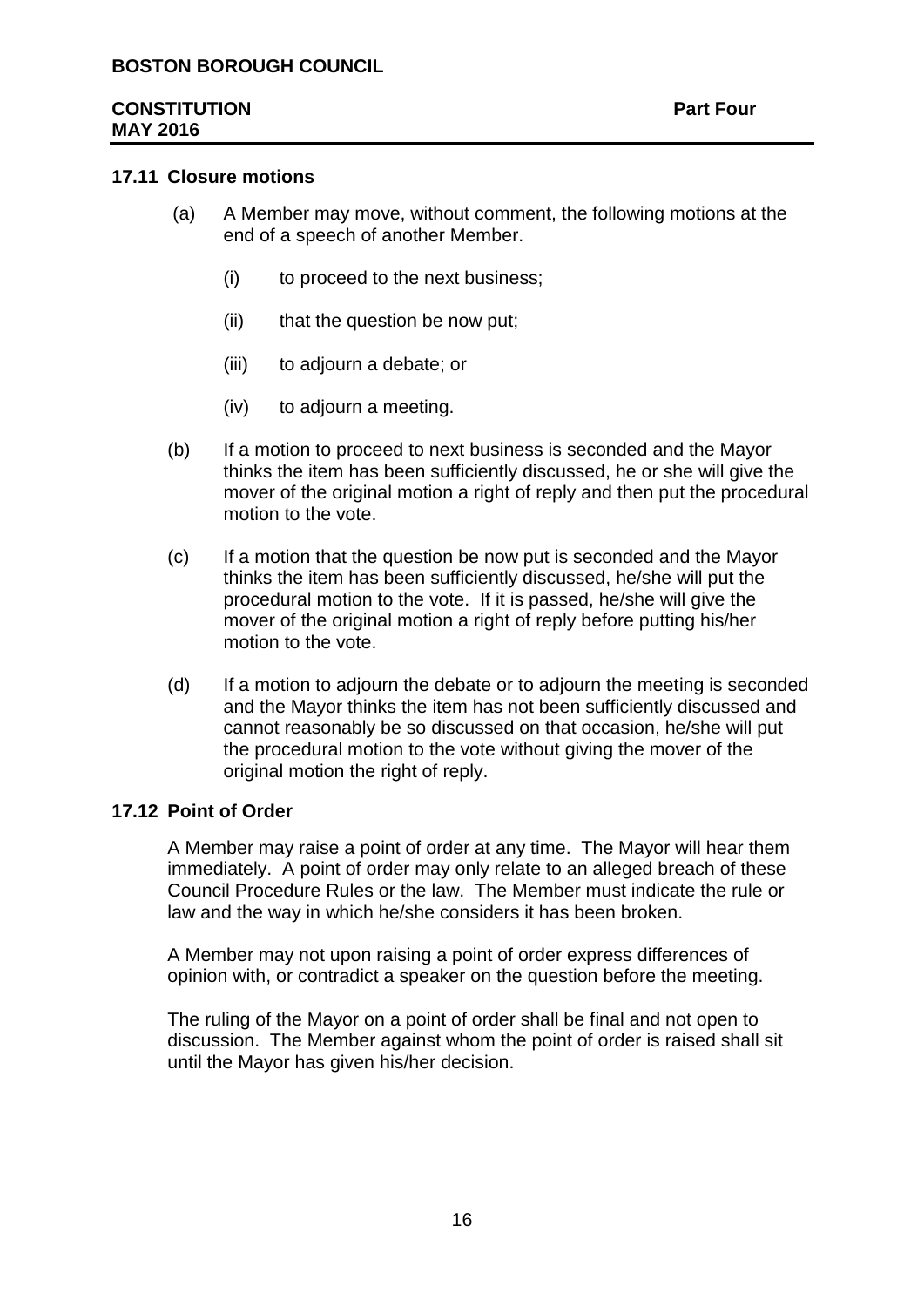### 17.11 Closure motions

(a) A Member may move, without comment, the following motions at the end of a speech of another Member.

   (i) to proceed to the next business;

   (ii) that the question be now put;

   (iii) to adjourn a debate; or

   (iv) to adjourn a meeting.

(b) If a motion to proceed to next business is seconded and the Mayor thinks the item has been sufficiently discussed, he or she will give the mover of the original motion a right of reply and then put the procedural motion to the vote.

(c) If a motion that the question be now put is seconded and the Mayor thinks the item has been sufficiently discussed, he/she will put the procedural motion to the vote. If it is passed, he/she will give the mover of the original motion a right of reply before putting his/her motion to the vote.

(d) If a motion to adjourn the debate or to adjourn the meeting is seconded and the Mayor thinks the item has not been sufficiently discussed and cannot reasonably be so discussed on that occasion, he/she will put the procedural motion to the vote without giving the mover of the original motion the right of reply.

### 17.12 Point of Order

A Member may raise a point of order at any time. The Mayor will hear them immediately. A point of order may only relate to an alleged breach of these Council Procedure Rules or the law. The Member must indicate the rule or law and the way in which he/she considers it has been broken.

A Member may not upon raising a point of order express differences of opinion with, or contradict a speaker on the question before the meeting.

The ruling of the Mayor on a point of order shall be final and not open to discussion. The Member against whom the point of order is raised shall sit until the Mayor has given his/her decision.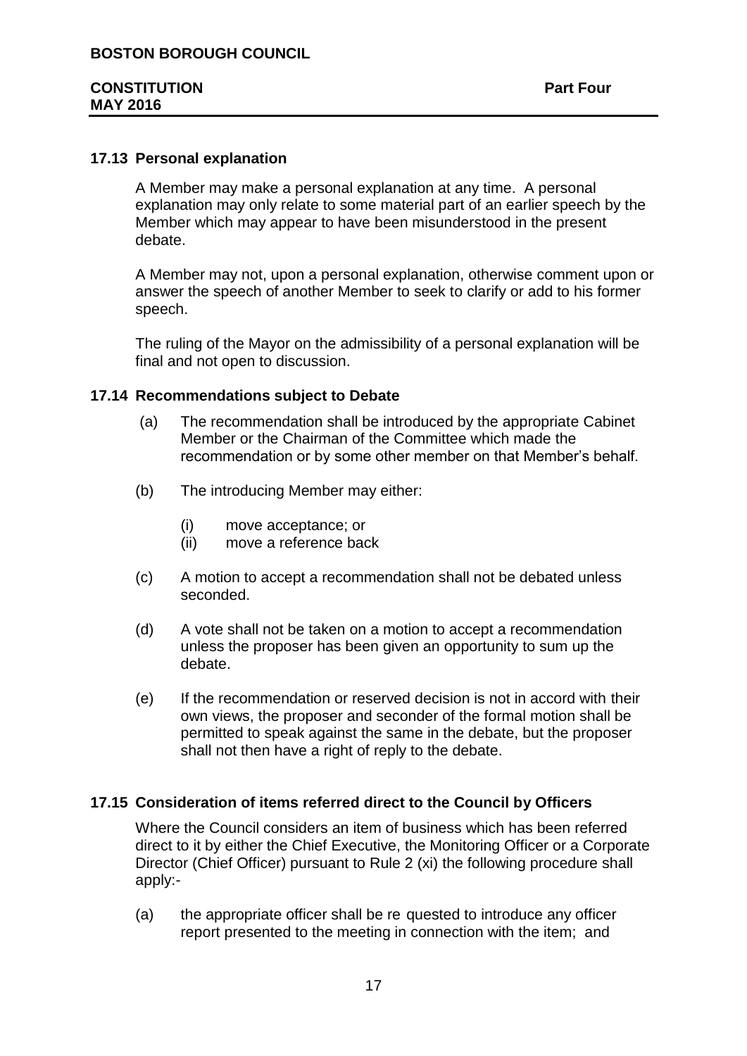### 17.13 Personal explanation

A Member may make a personal explanation at any time. A personal explanation may only relate to some material part of an earlier speech by the Member which may appear to have been misunderstood in the present debate.

A Member may not, upon a personal explanation, otherwise comment upon or answer the speech of another Member to seek to clarify or add to his former speech.

The ruling of the Mayor on the admissibility of a personal explanation will be final and not open to discussion.

### 17.14 Recommendations subject to Debate

(a) The recommendation shall be introduced by the appropriate Cabinet Member or the Chairman of the Committee which made the recommendation or by some other member on that Member's behalf.

(b) The introducing Member may either:

  (i) move acceptance; or
  (ii) move a reference back

(c) A motion to accept a recommendation shall not be debated unless seconded.

(d) A vote shall not be taken on a motion to accept a recommendation unless the proposer has been given an opportunity to sum up the debate.

(e) If the recommendation or reserved decision is not in accord with their own views, the proposer and seconder of the formal motion shall be permitted to speak against the same in the debate, but the proposer shall not then have a right of reply to the debate.

### 17.15 Consideration of items referred direct to the Council by Officers

Where the Council considers an item of business which has been referred direct to it by either the Chief Executive, the Monitoring Officer or a Corporate Director (Chief Officer) pursuant to Rule 2 (xi) the following procedure shall apply:-

(a) the appropriate officer shall be re quested to introduce any officer report presented to the meeting in connection with the item; and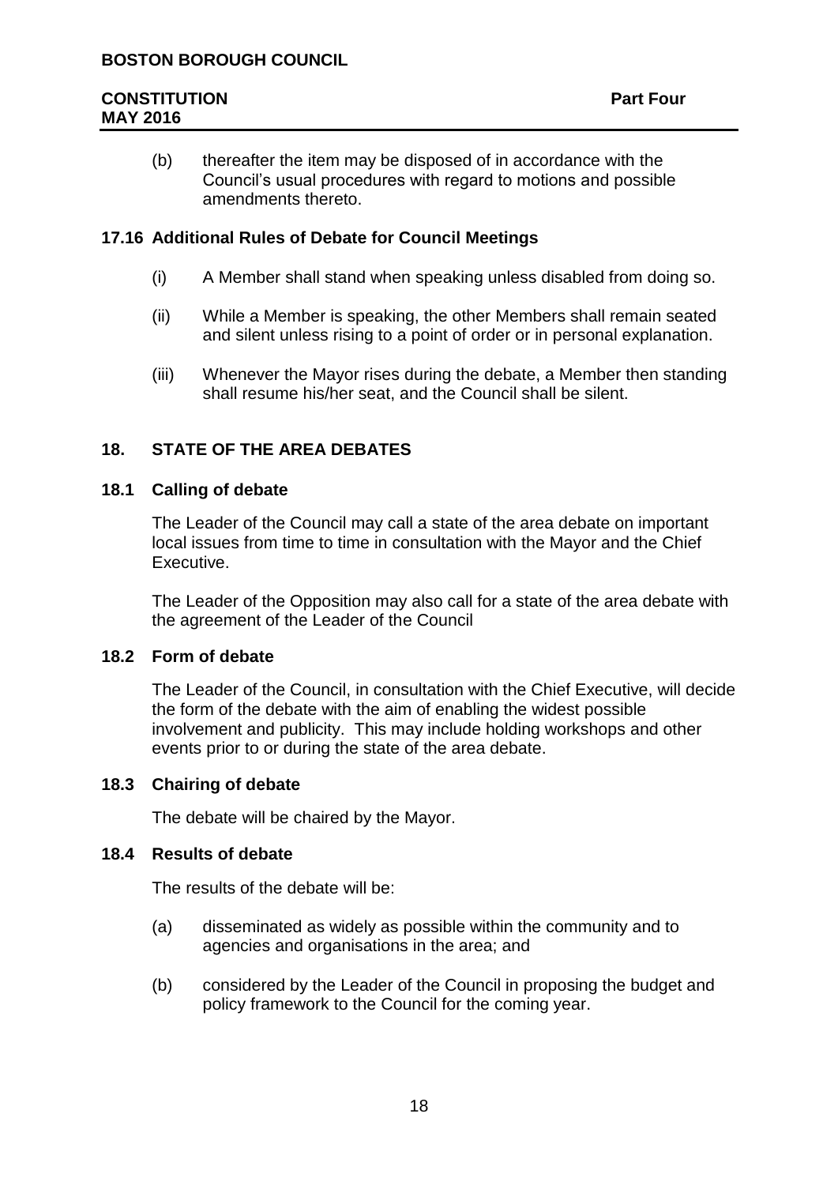(b) thereafter the item may be disposed of in accordance with the Council's usual procedures with regard to motions and possible amendments thereto.

### 17.16 Additional Rules of Debate for Council Meetings

(i) A Member shall stand when speaking unless disabled from doing so.

(ii) While a Member is speaking, the other Members shall remain seated and silent unless rising to a point of order or in personal explanation.

(iii) Whenever the Mayor rises during the debate, a Member then standing shall resume his/her seat, and the Council shall be silent.

## 18. STATE OF THE AREA DEBATES

### 18.1 Calling of debate

The Leader of the Council may call a state of the area debate on important local issues from time to time in consultation with the Mayor and the Chief Executive.

The Leader of the Opposition may also call for a state of the area debate with the agreement of the Leader of the Council

### 18.2 Form of debate

The Leader of the Council, in consultation with the Chief Executive, will decide the form of the debate with the aim of enabling the widest possible involvement and publicity. This may include holding workshops and other events prior to or during the state of the area debate.

### 18.3 Chairing of debate

The debate will be chaired by the Mayor.

### 18.4 Results of debate

The results of the debate will be:

(a) disseminated as widely as possible within the community and to agencies and organisations in the area; and

(b) considered by the Leader of the Council in proposing the budget and policy framework to the Council for the coming year.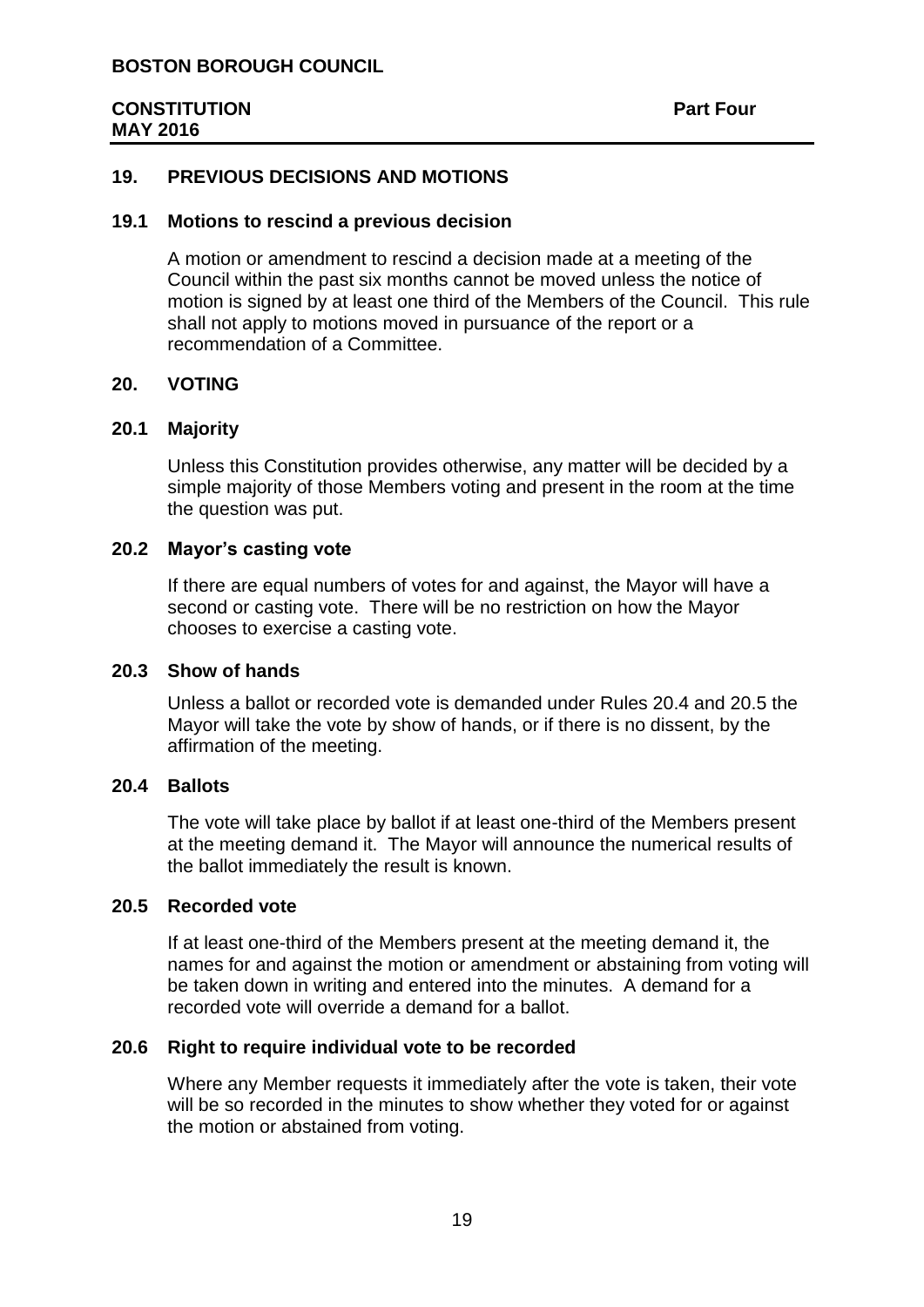## 19. PREVIOUS DECISIONS AND MOTIONS

### 19.1 Motions to rescind a previous decision

A motion or amendment to rescind a decision made at a meeting of the Council within the past six months cannot be moved unless the notice of motion is signed by at least one third of the Members of the Council. This rule shall not apply to motions moved in pursuance of the report or a recommendation of a Committee.

## 20. VOTING

### 20.1 Majority

Unless this Constitution provides otherwise, any matter will be decided by a simple majority of those Members voting and present in the room at the time the question was put.

### 20.2 Mayor's casting vote

If there are equal numbers of votes for and against, the Mayor will have a second or casting vote. There will be no restriction on how the Mayor chooses to exercise a casting vote.

### 20.3 Show of hands

Unless a ballot or recorded vote is demanded under Rules 20.4 and 20.5 the Mayor will take the vote by show of hands, or if there is no dissent, by the affirmation of the meeting.

### 20.4 Ballots

The vote will take place by ballot if at least one-third of the Members present at the meeting demand it. The Mayor will announce the numerical results of the ballot immediately the result is known.

### 20.5 Recorded vote

If at least one-third of the Members present at the meeting demand it, the names for and against the motion or amendment or abstaining from voting will be taken down in writing and entered into the minutes. A demand for a recorded vote will override a demand for a ballot.

### 20.6 Right to require individual vote to be recorded

Where any Member requests it immediately after the vote is taken, their vote will be so recorded in the minutes to show whether they voted for or against the motion or abstained from voting.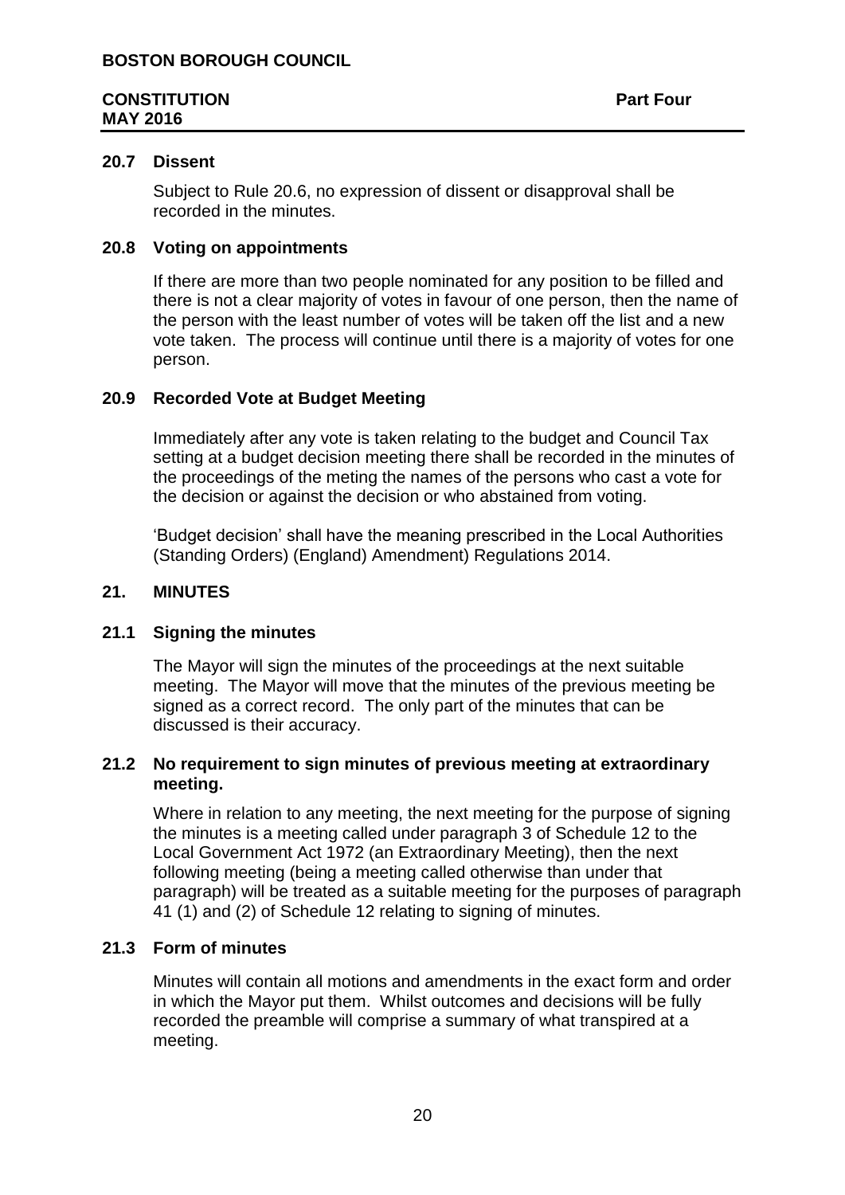### 20.7 Dissent

Subject to Rule 20.6, no expression of dissent or disapproval shall be recorded in the minutes.

### 20.8 Voting on appointments

If there are more than two people nominated for any position to be filled and there is not a clear majority of votes in favour of one person, then the name of the person with the least number of votes will be taken off the list and a new vote taken. The process will continue until there is a majority of votes for one person.

### 20.9 Recorded Vote at Budget Meeting

Immediately after any vote is taken relating to the budget and Council Tax setting at a budget decision meeting there shall be recorded in the minutes of the proceedings of the meting the names of the persons who cast a vote for the decision or against the decision or who abstained from voting.

'Budget decision' shall have the meaning prescribed in the Local Authorities (Standing Orders) (England) Amendment) Regulations 2014.

## 21. MINUTES

### 21.1 Signing the minutes

The Mayor will sign the minutes of the proceedings at the next suitable meeting. The Mayor will move that the minutes of the previous meeting be signed as a correct record. The only part of the minutes that can be discussed is their accuracy.

### 21.2 No requirement to sign minutes of previous meeting at extraordinary meeting.

Where in relation to any meeting, the next meeting for the purpose of signing the minutes is a meeting called under paragraph 3 of Schedule 12 to the Local Government Act 1972 (an Extraordinary Meeting), then the next following meeting (being a meeting called otherwise than under that paragraph) will be treated as a suitable meeting for the purposes of paragraph 41 (1) and (2) of Schedule 12 relating to signing of minutes.

### 21.3 Form of minutes

Minutes will contain all motions and amendments in the exact form and order in which the Mayor put them. Whilst outcomes and decisions will be fully recorded the preamble will comprise a summary of what transpired at a meeting.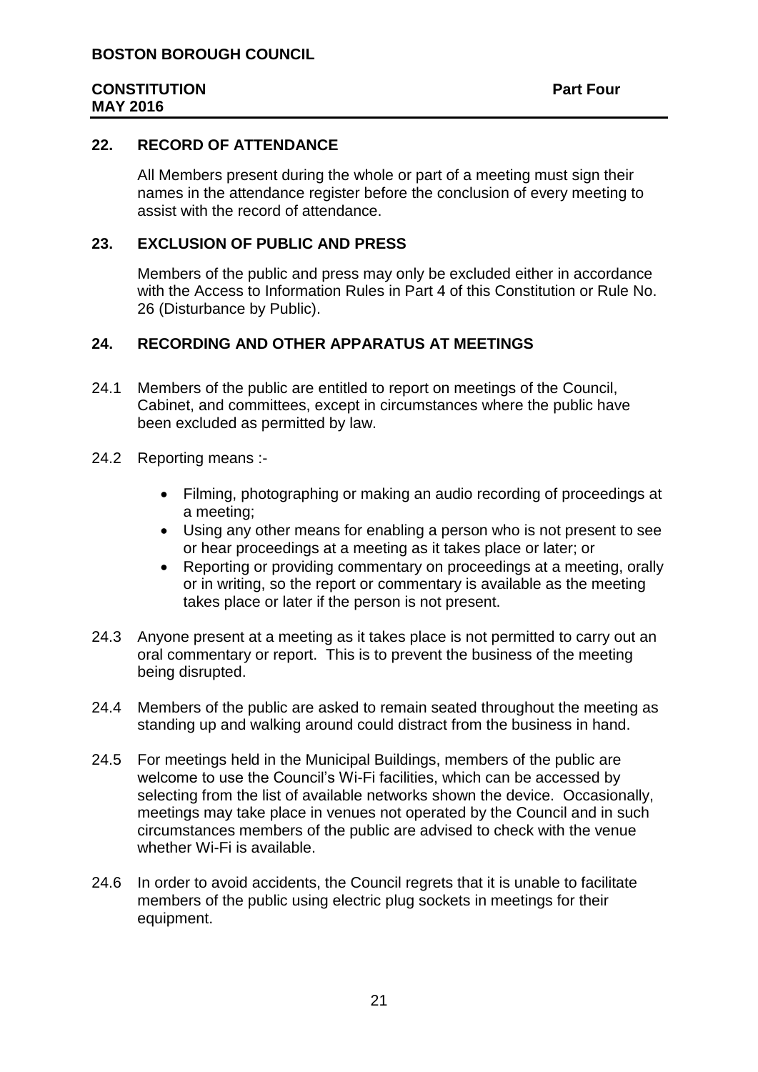## 22. RECORD OF ATTENDANCE

All Members present during the whole or part of a meeting must sign their names in the attendance register before the conclusion of every meeting to assist with the record of attendance.

## 23. EXCLUSION OF PUBLIC AND PRESS

Members of the public and press may only be excluded either in accordance with the Access to Information Rules in Part 4 of this Constitution or Rule No. 26 (Disturbance by Public).

## 24. RECORDING AND OTHER APPARATUS AT MEETINGS

24.1 Members of the public are entitled to report on meetings of the Council, Cabinet, and committees, except in circumstances where the public have been excluded as permitted by law.

24.2 Reporting means :-

- Filming, photographing or making an audio recording of proceedings at a meeting;
- Using any other means for enabling a person who is not present to see or hear proceedings at a meeting as it takes place or later; or
- Reporting or providing commentary on proceedings at a meeting, orally or in writing, so the report or commentary is available as the meeting takes place or later if the person is not present.

24.3 Anyone present at a meeting as it takes place is not permitted to carry out an oral commentary or report. This is to prevent the business of the meeting being disrupted.

24.4 Members of the public are asked to remain seated throughout the meeting as standing up and walking around could distract from the business in hand.

24.5 For meetings held in the Municipal Buildings, members of the public are welcome to use the Council's Wi-Fi facilities, which can be accessed by selecting from the list of available networks shown the device. Occasionally, meetings may take place in venues not operated by the Council and in such circumstances members of the public are advised to check with the venue whether Wi-Fi is available.

24.6 In order to avoid accidents, the Council regrets that it is unable to facilitate members of the public using electric plug sockets in meetings for their equipment.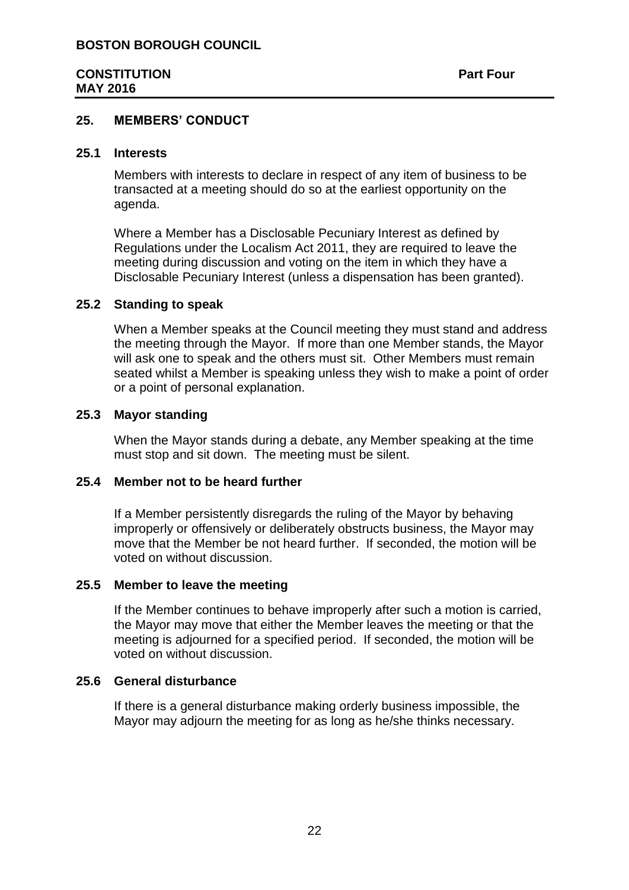## 25. MEMBERS' CONDUCT

### 25.1 Interests

Members with interests to declare in respect of any item of business to be transacted at a meeting should do so at the earliest opportunity on the agenda.

Where a Member has a Disclosable Pecuniary Interest as defined by Regulations under the Localism Act 2011, they are required to leave the meeting during discussion and voting on the item in which they have a Disclosable Pecuniary Interest (unless a dispensation has been granted).

### 25.2 Standing to speak

When a Member speaks at the Council meeting they must stand and address the meeting through the Mayor. If more than one Member stands, the Mayor will ask one to speak and the others must sit. Other Members must remain seated whilst a Member is speaking unless they wish to make a point of order or a point of personal explanation.

### 25.3 Mayor standing

When the Mayor stands during a debate, any Member speaking at the time must stop and sit down. The meeting must be silent.

### 25.4 Member not to be heard further

If a Member persistently disregards the ruling of the Mayor by behaving improperly or offensively or deliberately obstructs business, the Mayor may move that the Member be not heard further. If seconded, the motion will be voted on without discussion.

### 25.5 Member to leave the meeting

If the Member continues to behave improperly after such a motion is carried, the Mayor may move that either the Member leaves the meeting or that the meeting is adjourned for a specified period. If seconded, the motion will be voted on without discussion.

### 25.6 General disturbance

If there is a general disturbance making orderly business impossible, the Mayor may adjourn the meeting for as long as he/she thinks necessary.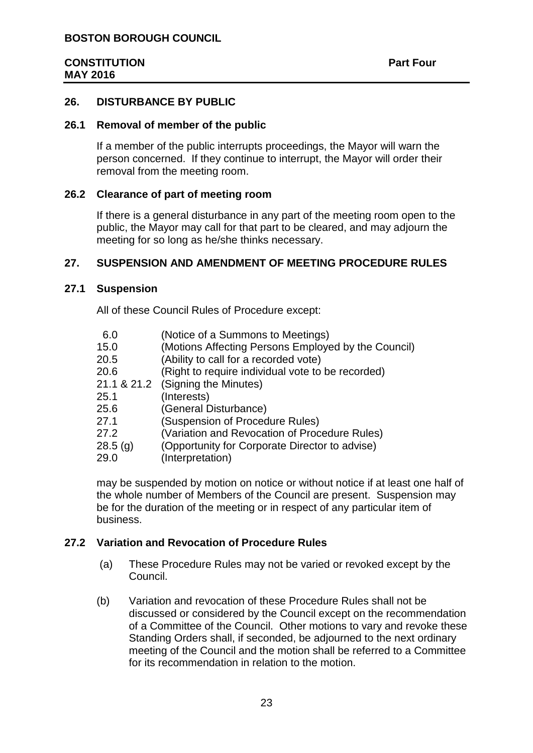## 26. DISTURBANCE BY PUBLIC

### 26.1 Removal of member of the public

If a member of the public interrupts proceedings, the Mayor will warn the person concerned. If they continue to interrupt, the Mayor will order their removal from the meeting room.

### 26.2 Clearance of part of meeting room

If there is a general disturbance in any part of the meeting room open to the public, the Mayor may call for that part to be cleared, and may adjourn the meeting for so long as he/she thinks necessary.

## 27. SUSPENSION AND AMENDMENT OF MEETING PROCEDURE RULES

### 27.1 Suspension

All of these Council Rules of Procedure except:

| | |
|---|---|
| 6.0 | (Notice of a Summons to Meetings) |
| 15.0 | (Motions Affecting Persons Employed by the Council) |
| 20.5 | (Ability to call for a recorded vote) |
| 20.6 | (Right to require individual vote to be recorded) |
| 21.1 & 21.2 | (Signing the Minutes) |
| 25.1 | (Interests) |
| 25.6 | (General Disturbance) |
| 27.1 | (Suspension of Procedure Rules) |
| 27.2 | (Variation and Revocation of Procedure Rules) |
| 28.5 (g) | (Opportunity for Corporate Director to advise) |
| 29.0 | (Interpretation) |

may be suspended by motion on notice or without notice if at least one half of the whole number of Members of the Council are present. Suspension may be for the duration of the meeting or in respect of any particular item of business.

### 27.2 Variation and Revocation of Procedure Rules

(a) These Procedure Rules may not be varied or revoked except by the Council.

(b) Variation and revocation of these Procedure Rules shall not be discussed or considered by the Council except on the recommendation of a Committee of the Council. Other motions to vary and revoke these Standing Orders shall, if seconded, be adjourned to the next ordinary meeting of the Council and the motion shall be referred to a Committee for its recommendation in relation to the motion.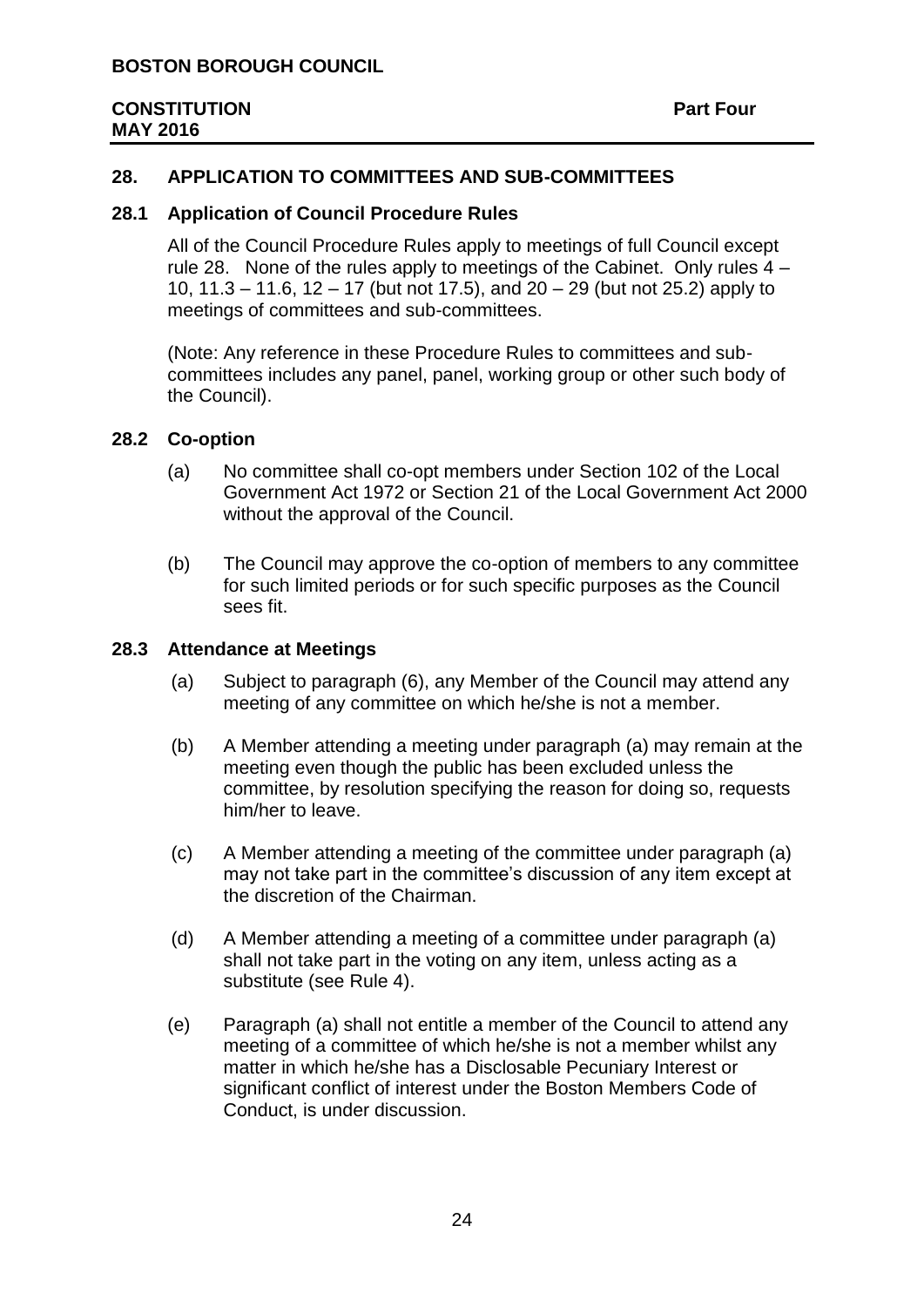## 28. APPLICATION TO COMMITTEES AND SUB-COMMITTEES

### 28.1 Application of Council Procedure Rules

All of the Council Procedure Rules apply to meetings of full Council except rule 28. None of the rules apply to meetings of the Cabinet. Only rules 4 – 10, 11.3 – 11.6, 12 – 17 (but not 17.5), and 20 – 29 (but not 25.2) apply to meetings of committees and sub-committees.

(Note: Any reference in these Procedure Rules to committees and sub-committees includes any panel, panel, working group or other such body of the Council).

### 28.2 Co-option

(a) No committee shall co-opt members under Section 102 of the Local Government Act 1972 or Section 21 of the Local Government Act 2000 without the approval of the Council.

(b) The Council may approve the co-option of members to any committee for such limited periods or for such specific purposes as the Council sees fit.

### 28.3 Attendance at Meetings

(a) Subject to paragraph (6), any Member of the Council may attend any meeting of any committee on which he/she is not a member.

(b) A Member attending a meeting under paragraph (a) may remain at the meeting even though the public has been excluded unless the committee, by resolution specifying the reason for doing so, requests him/her to leave.

(c) A Member attending a meeting of the committee under paragraph (a) may not take part in the committee's discussion of any item except at the discretion of the Chairman.

(d) A Member attending a meeting of a committee under paragraph (a) shall not take part in the voting on any item, unless acting as a substitute (see Rule 4).

(e) Paragraph (a) shall not entitle a member of the Council to attend any meeting of a committee of which he/she is not a member whilst any matter in which he/she has a Disclosable Pecuniary Interest or significant conflict of interest under the Boston Members Code of Conduct, is under discussion.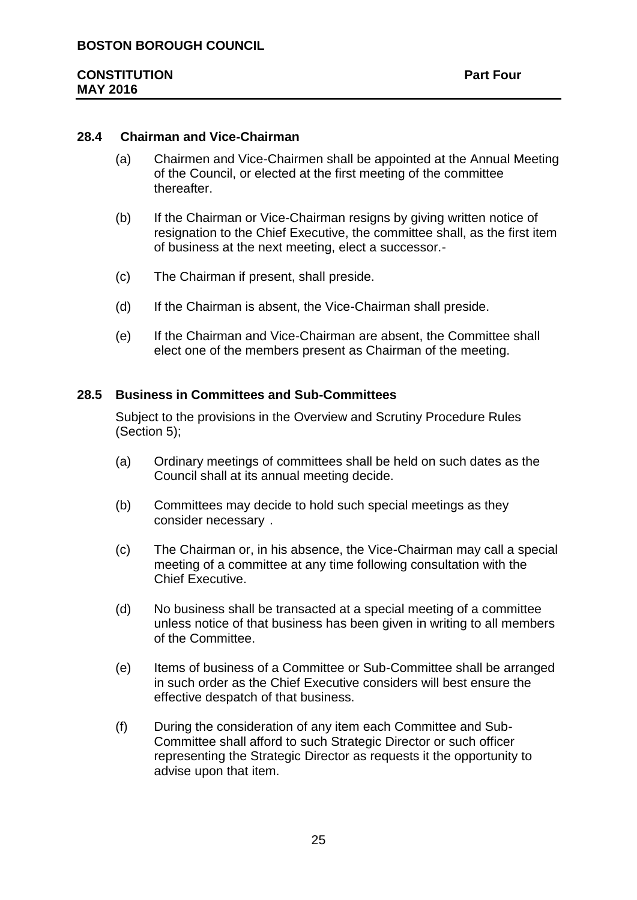## 28.4 Chairman and Vice-Chairman

(a) Chairmen and Vice-Chairmen shall be appointed at the Annual Meeting of the Council, or elected at the first meeting of the committee thereafter.

(b) If the Chairman or Vice-Chairman resigns by giving written notice of resignation to the Chief Executive, the committee shall, as the first item of business at the next meeting, elect a successor.-

(c) The Chairman if present, shall preside.

(d) If the Chairman is absent, the Vice-Chairman shall preside.

(e) If the Chairman and Vice-Chairman are absent, the Committee shall elect one of the members present as Chairman of the meeting.

## 28.5 Business in Committees and Sub-Committees

Subject to the provisions in the Overview and Scrutiny Procedure Rules (Section 5);

(a) Ordinary meetings of committees shall be held on such dates as the Council shall at its annual meeting decide.

(b) Committees may decide to hold such special meetings as they consider necessary .

(c) The Chairman or, in his absence, the Vice-Chairman may call a special meeting of a committee at any time following consultation with the Chief Executive.

(d) No business shall be transacted at a special meeting of a committee unless notice of that business has been given in writing to all members of the Committee.

(e) Items of business of a Committee or Sub-Committee shall be arranged in such order as the Chief Executive considers will best ensure the effective despatch of that business.

(f) During the consideration of any item each Committee and Sub-Committee shall afford to such Strategic Director or such officer representing the Strategic Director as requests it the opportunity to advise upon that item.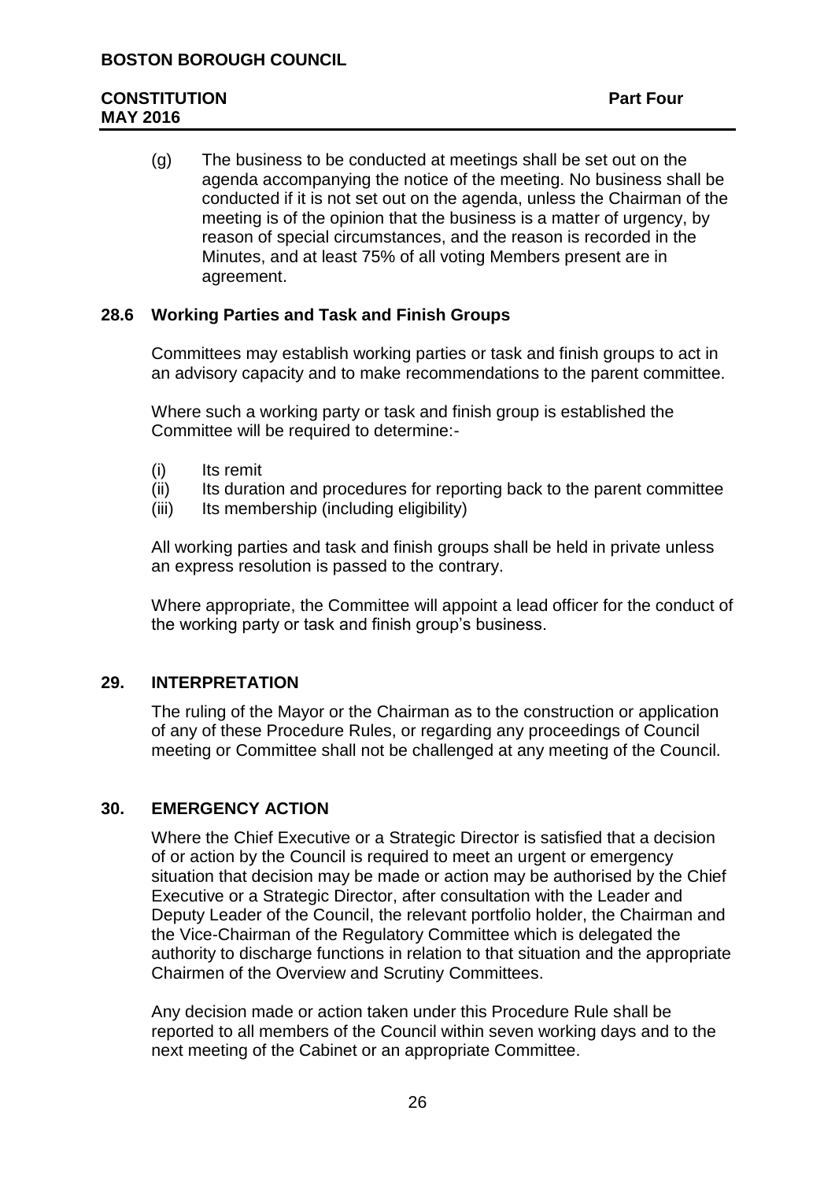(g) The business to be conducted at meetings shall be set out on the agenda accompanying the notice of the meeting. No business shall be conducted if it is not set out on the agenda, unless the Chairman of the meeting is of the opinion that the business is a matter of urgency, by reason of special circumstances, and the reason is recorded in the Minutes, and at least 75% of all voting Members present are in agreement.

### 28.6 Working Parties and Task and Finish Groups

Committees may establish working parties or task and finish groups to act in an advisory capacity and to make recommendations to the parent committee.

Where such a working party or task and finish group is established the Committee will be required to determine:-

(i) Its remit
(ii) Its duration and procedures for reporting back to the parent committee
(iii) Its membership (including eligibility)

All working parties and task and finish groups shall be held in private unless an express resolution is passed to the contrary.

Where appropriate, the Committee will appoint a lead officer for the conduct of the working party or task and finish group's business.

## 29. INTERPRETATION

The ruling of the Mayor or the Chairman as to the construction or application of any of these Procedure Rules, or regarding any proceedings of Council meeting or Committee shall not be challenged at any meeting of the Council.

## 30. EMERGENCY ACTION

Where the Chief Executive or a Strategic Director is satisfied that a decision of or action by the Council is required to meet an urgent or emergency situation that decision may be made or action may be authorised by the Chief Executive or a Strategic Director, after consultation with the Leader and Deputy Leader of the Council, the relevant portfolio holder, the Chairman and the Vice-Chairman of the Regulatory Committee which is delegated the authority to discharge functions in relation to that situation and the appropriate Chairmen of the Overview and Scrutiny Committees.

Any decision made or action taken under this Procedure Rule shall be reported to all members of the Council within seven working days and to the next meeting of the Cabinet or an appropriate Committee.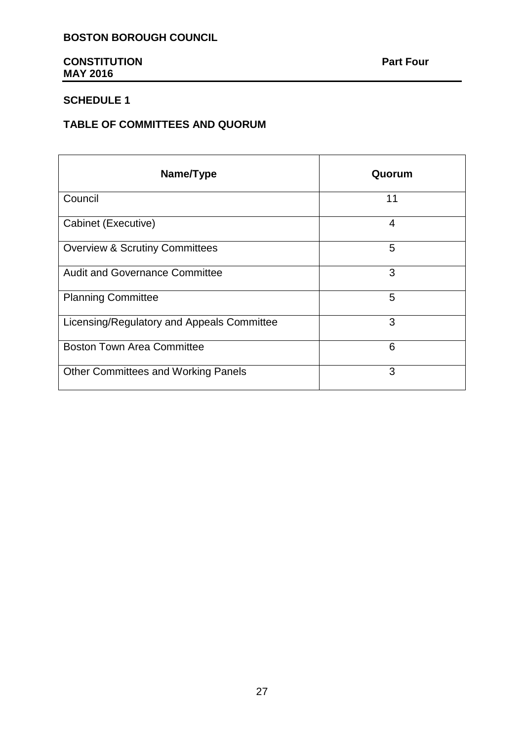## SCHEDULE 1

## TABLE OF COMMITTEES AND QUORUM

| Name/Type | Quorum |
|---|---|
| Council | 11 |
| Cabinet (Executive) | 4 |
| Overview & Scrutiny Committees | 5 |
| Audit and Governance Committee | 3 |
| Planning Committee | 5 |
| Licensing/Regulatory and Appeals Committee | 3 |
| Boston Town Area Committee | 6 |
| Other Committees and Working Panels | 3 |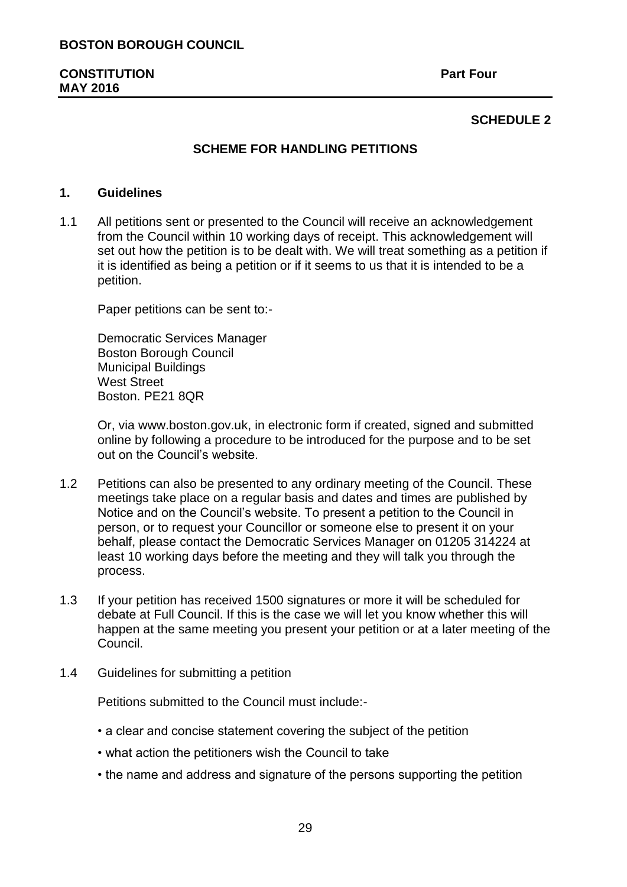## SCHEDULE 2

### SCHEME FOR HANDLING PETITIONS

### 1. Guidelines

1.1 All petitions sent or presented to the Council will receive an acknowledgement from the Council within 10 working days of receipt. This acknowledgement will set out how the petition is to be dealt with. We will treat something as a petition if it is identified as being a petition or if it seems to us that it is intended to be a petition.

Paper petitions can be sent to:-

Democratic Services Manager
Boston Borough Council
Municipal Buildings
West Street
Boston. PE21 8QR

Or, via www.boston.gov.uk, in electronic form if created, signed and submitted online by following a procedure to be introduced for the purpose and to be set out on the Council's website.

1.2 Petitions can also be presented to any ordinary meeting of the Council. These meetings take place on a regular basis and dates and times are published by Notice and on the Council's website. To present a petition to the Council in person, or to request your Councillor or someone else to present it on your behalf, please contact the Democratic Services Manager on 01205 314224 at least 10 working days before the meeting and they will talk you through the process.

1.3 If your petition has received 1500 signatures or more it will be scheduled for debate at Full Council. If this is the case we will let you know whether this will happen at the same meeting you present your petition or at a later meeting of the Council.

1.4 Guidelines for submitting a petition

Petitions submitted to the Council must include:-

- a clear and concise statement covering the subject of the petition
- what action the petitioners wish the Council to take
- the name and address and signature of the persons supporting the petition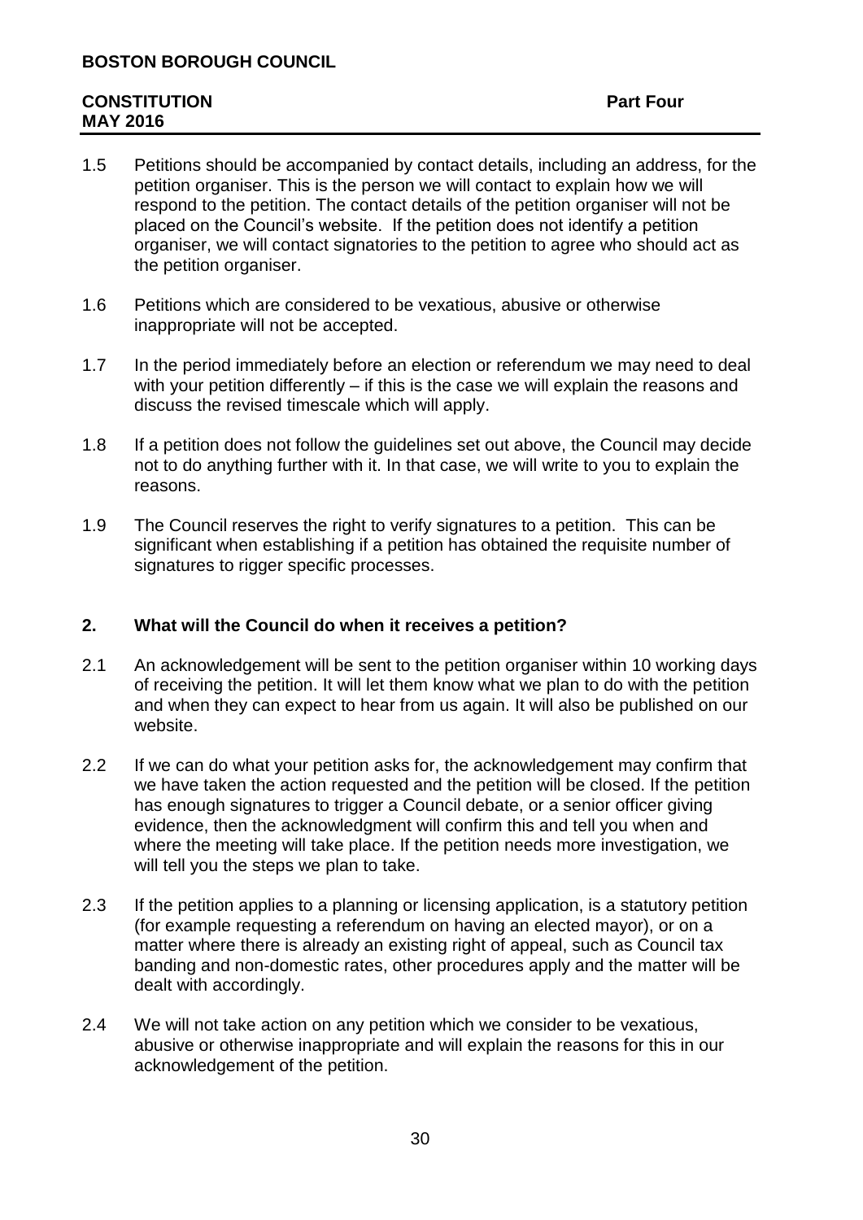1.5 Petitions should be accompanied by contact details, including an address, for the petition organiser. This is the person we will contact to explain how we will respond to the petition. The contact details of the petition organiser will not be placed on the Council's website. If the petition does not identify a petition organiser, we will contact signatories to the petition to agree who should act as the petition organiser.

1.6 Petitions which are considered to be vexatious, abusive or otherwise inappropriate will not be accepted.

1.7 In the period immediately before an election or referendum we may need to deal with your petition differently – if this is the case we will explain the reasons and discuss the revised timescale which will apply.

1.8 If a petition does not follow the guidelines set out above, the Council may decide not to do anything further with it. In that case, we will write to you to explain the reasons.

1.9 The Council reserves the right to verify signatures to a petition. This can be significant when establishing if a petition has obtained the requisite number of signatures to rigger specific processes.

## 2. What will the Council do when it receives a petition?

2.1 An acknowledgement will be sent to the petition organiser within 10 working days of receiving the petition. It will let them know what we plan to do with the petition and when they can expect to hear from us again. It will also be published on our website.

2.2 If we can do what your petition asks for, the acknowledgement may confirm that we have taken the action requested and the petition will be closed. If the petition has enough signatures to trigger a Council debate, or a senior officer giving evidence, then the acknowledgment will confirm this and tell you when and where the meeting will take place. If the petition needs more investigation, we will tell you the steps we plan to take.

2.3 If the petition applies to a planning or licensing application, is a statutory petition (for example requesting a referendum on having an elected mayor), or on a matter where there is already an existing right of appeal, such as Council tax banding and non-domestic rates, other procedures apply and the matter will be dealt with accordingly.

2.4 We will not take action on any petition which we consider to be vexatious, abusive or otherwise inappropriate and will explain the reasons for this in our acknowledgement of the petition.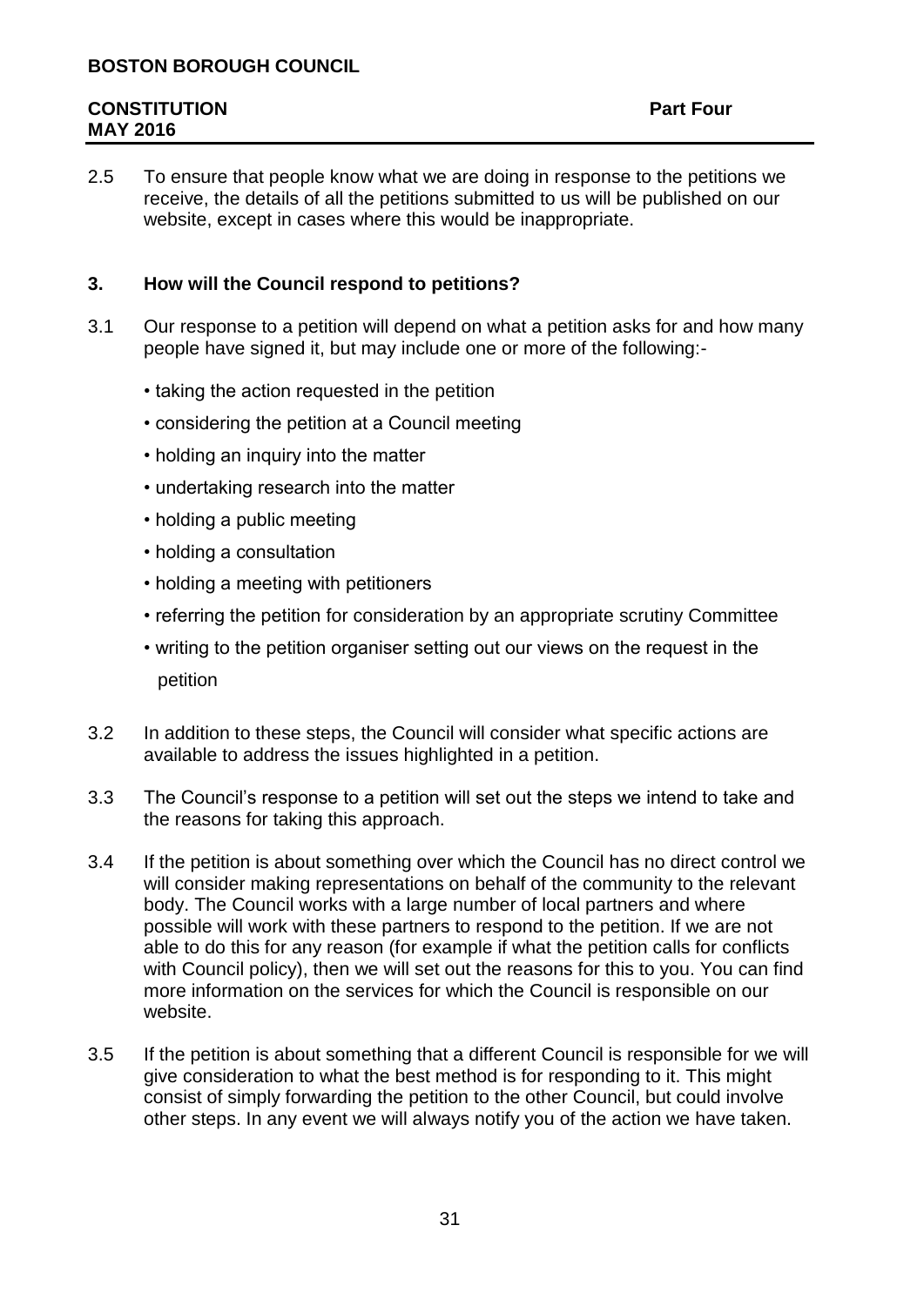2.5 To ensure that people know what we are doing in response to the petitions we receive, the details of all the petitions submitted to us will be published on our website, except in cases where this would be inappropriate.

## 3. How will the Council respond to petitions?

3.1 Our response to a petition will depend on what a petition asks for and how many people have signed it, but may include one or more of the following:-

- taking the action requested in the petition
- considering the petition at a Council meeting
- holding an inquiry into the matter
- undertaking research into the matter
- holding a public meeting
- holding a consultation
- holding a meeting with petitioners
- referring the petition for consideration by an appropriate scrutiny Committee
- writing to the petition organiser setting out our views on the request in the petition

3.2 In addition to these steps, the Council will consider what specific actions are available to address the issues highlighted in a petition.

3.3 The Council's response to a petition will set out the steps we intend to take and the reasons for taking this approach.

3.4 If the petition is about something over which the Council has no direct control we will consider making representations on behalf of the community to the relevant body. The Council works with a large number of local partners and where possible will work with these partners to respond to the petition. If we are not able to do this for any reason (for example if what the petition calls for conflicts with Council policy), then we will set out the reasons for this to you. You can find more information on the services for which the Council is responsible on our website.

3.5 If the petition is about something that a different Council is responsible for we will give consideration to what the best method is for responding to it. This might consist of simply forwarding the petition to the other Council, but could involve other steps. In any event we will always notify you of the action we have taken.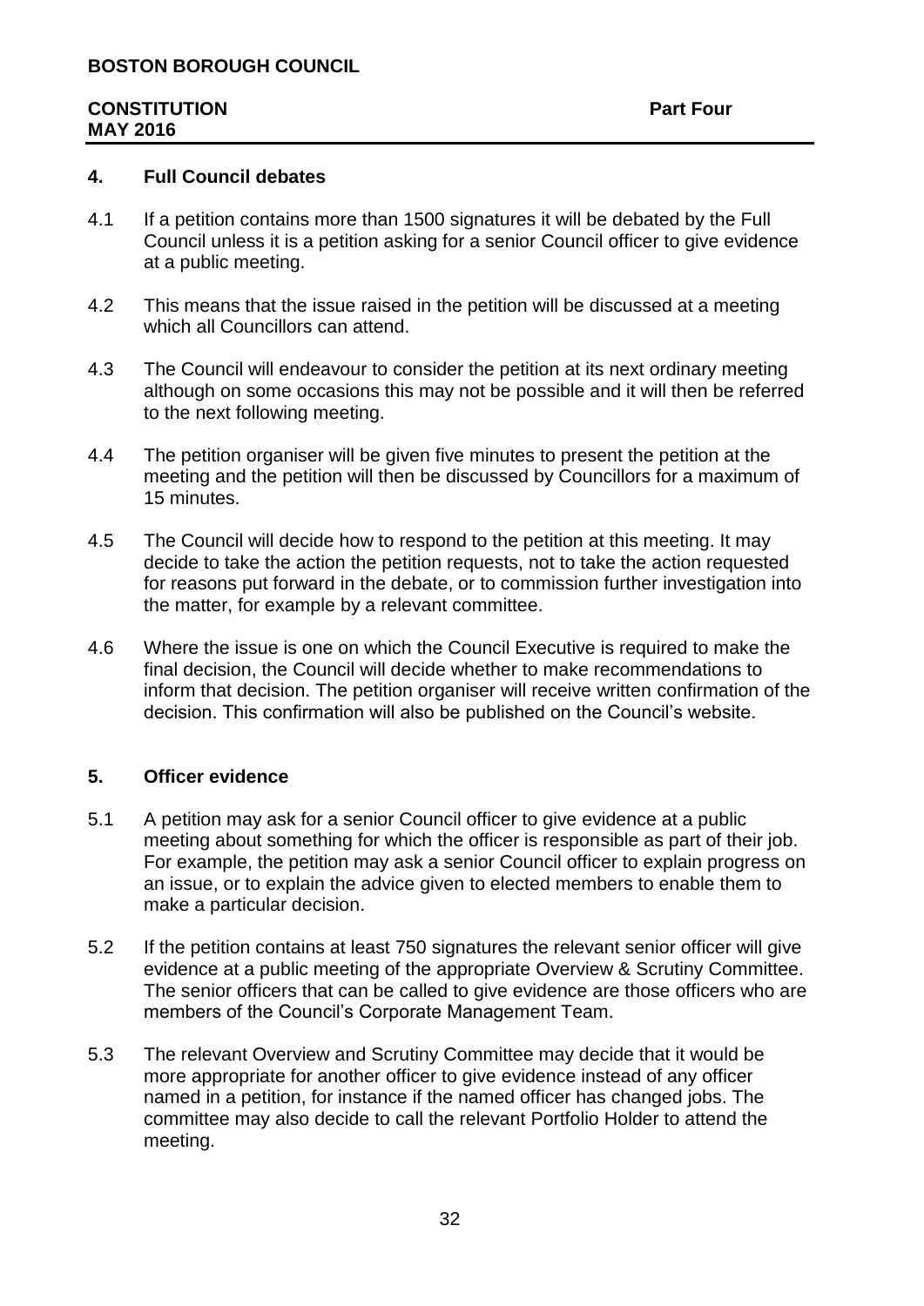## 4. Full Council debates

4.1 If a petition contains more than 1500 signatures it will be debated by the Full Council unless it is a petition asking for a senior Council officer to give evidence at a public meeting.

4.2 This means that the issue raised in the petition will be discussed at a meeting which all Councillors can attend.

4.3 The Council will endeavour to consider the petition at its next ordinary meeting although on some occasions this may not be possible and it will then be referred to the next following meeting.

4.4 The petition organiser will be given five minutes to present the petition at the meeting and the petition will then be discussed by Councillors for a maximum of 15 minutes.

4.5 The Council will decide how to respond to the petition at this meeting. It may decide to take the action the petition requests, not to take the action requested for reasons put forward in the debate, or to commission further investigation into the matter, for example by a relevant committee.

4.6 Where the issue is one on which the Council Executive is required to make the final decision, the Council will decide whether to make recommendations to inform that decision. The petition organiser will receive written confirmation of the decision. This confirmation will also be published on the Council's website.

## 5. Officer evidence

5.1 A petition may ask for a senior Council officer to give evidence at a public meeting about something for which the officer is responsible as part of their job. For example, the petition may ask a senior Council officer to explain progress on an issue, or to explain the advice given to elected members to enable them to make a particular decision.

5.2 If the petition contains at least 750 signatures the relevant senior officer will give evidence at a public meeting of the appropriate Overview & Scrutiny Committee. The senior officers that can be called to give evidence are those officers who are members of the Council's Corporate Management Team.

5.3 The relevant Overview and Scrutiny Committee may decide that it would be more appropriate for another officer to give evidence instead of any officer named in a petition, for instance if the named officer has changed jobs. The committee may also decide to call the relevant Portfolio Holder to attend the meeting.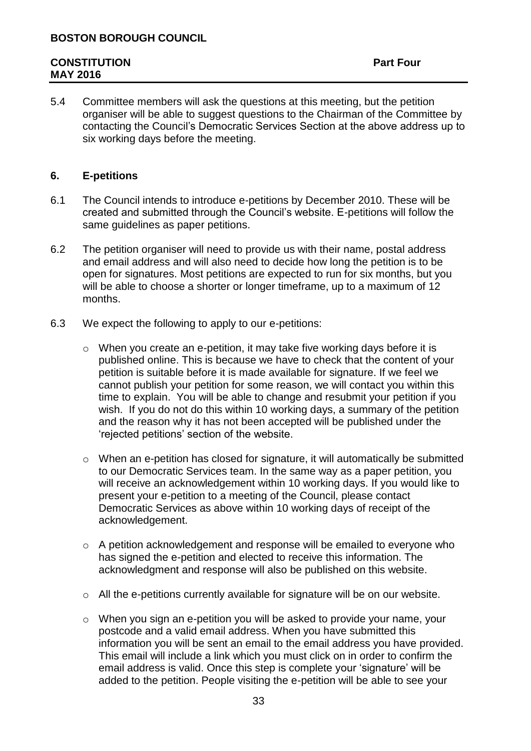5.4 Committee members will ask the questions at this meeting, but the petition organiser will be able to suggest questions to the Chairman of the Committee by contacting the Council's Democratic Services Section at the above address up to six working days before the meeting.

## 6. E-petitions

6.1 The Council intends to introduce e-petitions by December 2010. These will be created and submitted through the Council's website. E-petitions will follow the same guidelines as paper petitions.

6.2 The petition organiser will need to provide us with their name, postal address and email address and will also need to decide how long the petition is to be open for signatures. Most petitions are expected to run for six months, but you will be able to choose a shorter or longer timeframe, up to a maximum of 12 months.

6.3 We expect the following to apply to our e-petitions:

- When you create an e-petition, it may take five working days before it is published online. This is because we have to check that the content of your petition is suitable before it is made available for signature. If we feel we cannot publish your petition for some reason, we will contact you within this time to explain. You will be able to change and resubmit your petition if you wish. If you do not do this within 10 working days, a summary of the petition and the reason why it has not been accepted will be published under the 'rejected petitions' section of the website.

- When an e-petition has closed for signature, it will automatically be submitted to our Democratic Services team. In the same way as a paper petition, you will receive an acknowledgement within 10 working days. If you would like to present your e-petition to a meeting of the Council, please contact Democratic Services as above within 10 working days of receipt of the acknowledgement.

- A petition acknowledgement and response will be emailed to everyone who has signed the e-petition and elected to receive this information. The acknowledgment and response will also be published on this website.

- All the e-petitions currently available for signature will be on our website.

- When you sign an e-petition you will be asked to provide your name, your postcode and a valid email address. When you have submitted this information you will be sent an email to the email address you have provided. This email will include a link which you must click on in order to confirm the email address is valid. Once this step is complete your 'signature' will be added to the petition. People visiting the e-petition will be able to see your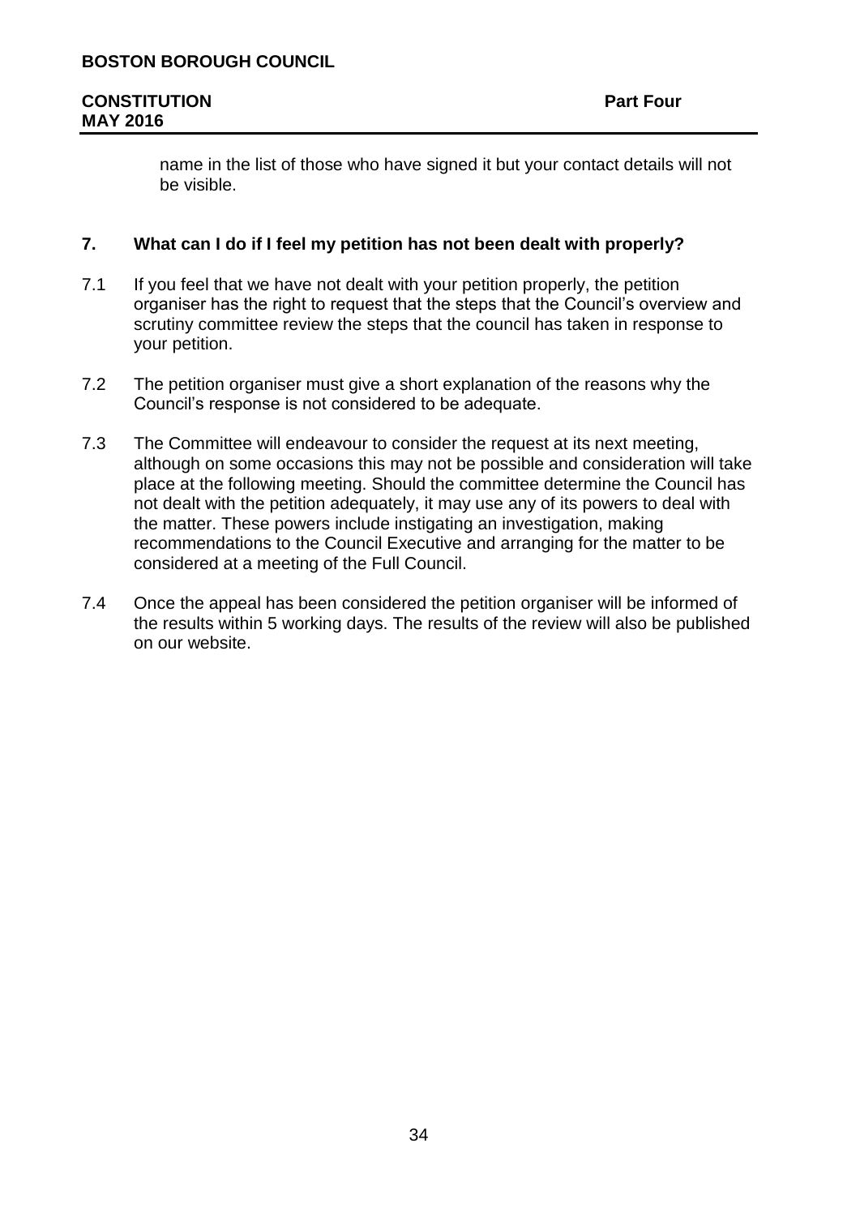name in the list of those who have signed it but your contact details will not be visible.

## 7. What can I do if I feel my petition has not been dealt with properly?

7.1 If you feel that we have not dealt with your petition properly, the petition organiser has the right to request that the steps that the Council's overview and scrutiny committee review the steps that the council has taken in response to your petition.

7.2 The petition organiser must give a short explanation of the reasons why the Council's response is not considered to be adequate.

7.3 The Committee will endeavour to consider the request at its next meeting, although on some occasions this may not be possible and consideration will take place at the following meeting. Should the committee determine the Council has not dealt with the petition adequately, it may use any of its powers to deal with the matter. These powers include instigating an investigation, making recommendations to the Council Executive and arranging for the matter to be considered at a meeting of the Full Council.

7.4 Once the appeal has been considered the petition organiser will be informed of the results within 5 working days. The results of the review will also be published on our website.